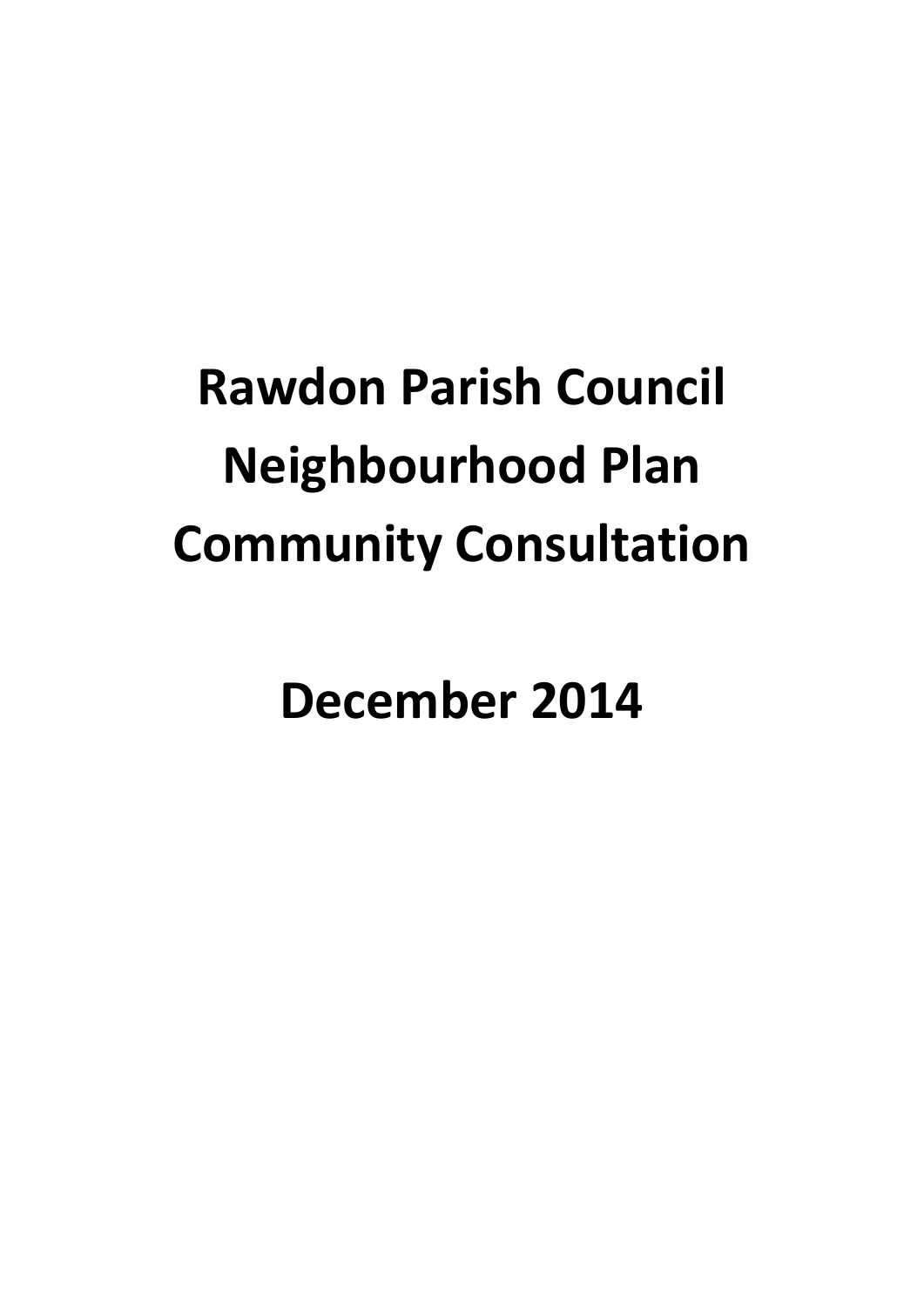# Rawdon Parish Council Neighbourhood Plan Community Consultation

# December 2014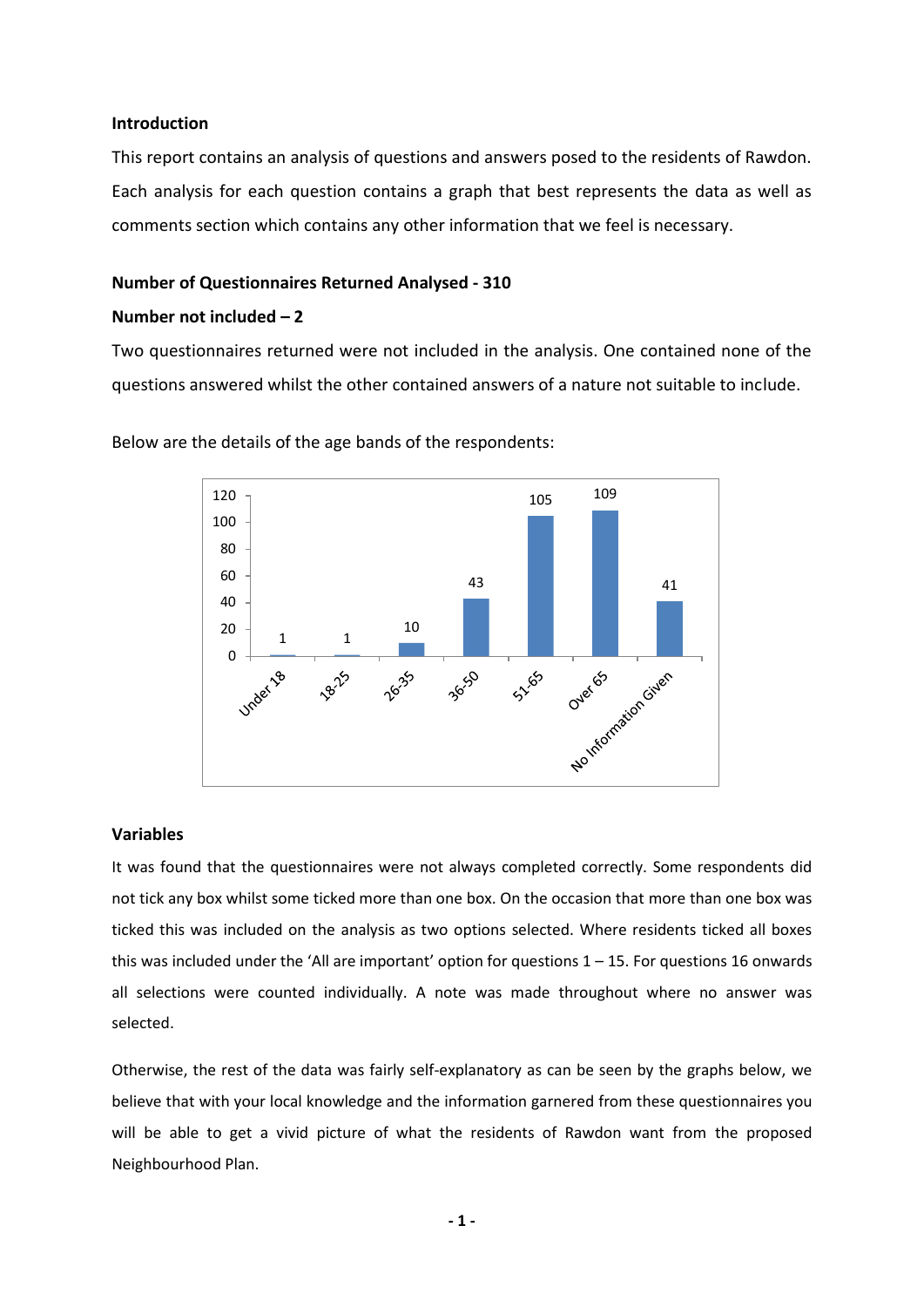**Introduction**

This report contains an analysis of questions and answers posed to the residents of Rawdon. Each analysis for each question contains a graph that best represents the data as well as comments section which contains any other information that we feel is necessary.

**Number of Questionnaires Returned Analysed - 310**

**Number not included – 2**

Two questionnaires returned were not included in the analysis. One contained none of the questions answered whilst the other contained answers of a nature not suitable to include.

Below are the details of the age bands of the respondents:

| Age band | Number |
| --- | --- |
| Under 18 | 1 |
| 18-25 | 1 |
| 26-35 | 10 |
| 36-50 | 43 |
| 51-65 | 105 |
| Over 65 | 109 |
| No Information Given | 41 |

**Variables**

It was found that the questionnaires were not always completed correctly. Some respondents did not tick any box whilst some ticked more than one box. On the occasion that more than one box was ticked this was included on the analysis as two options selected. Where residents ticked all boxes this was included under the 'All are important' option for questions 1 – 15. For questions 16 onwards all selections were counted individually. A note was made throughout where no answer was selected.

Otherwise, the rest of the data was fairly self-explanatory as can be seen by the graphs below, we believe that with your local knowledge and the information garnered from these questionnaires you will be able to get a vivid picture of what the residents of Rawdon want from the proposed Neighbourhood Plan.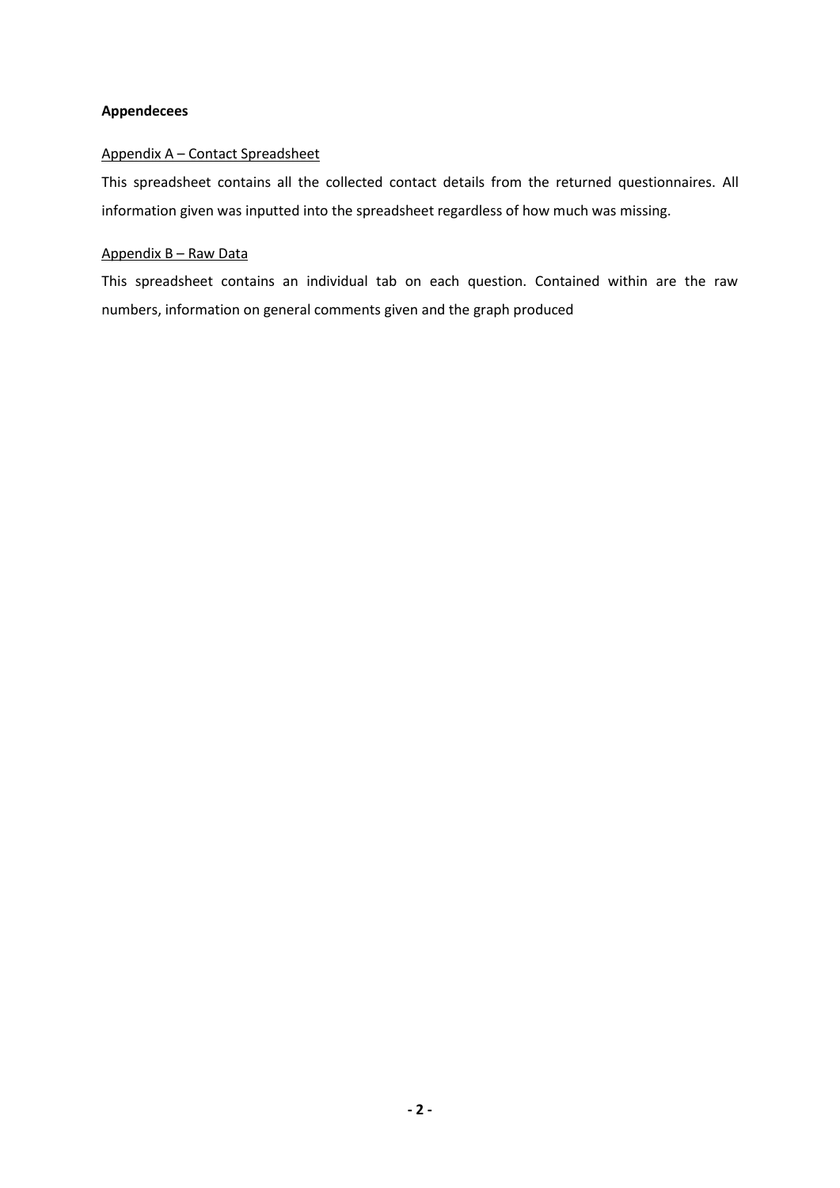**Appendecees**

Appendix A – Contact Spreadsheet

This spreadsheet contains all the collected contact details from the returned questionnaires. All information given was inputted into the spreadsheet regardless of how much was missing.

Appendix B – Raw Data

This spreadsheet contains an individual tab on each question. Contained within are the raw numbers, information on general comments given and the graph produced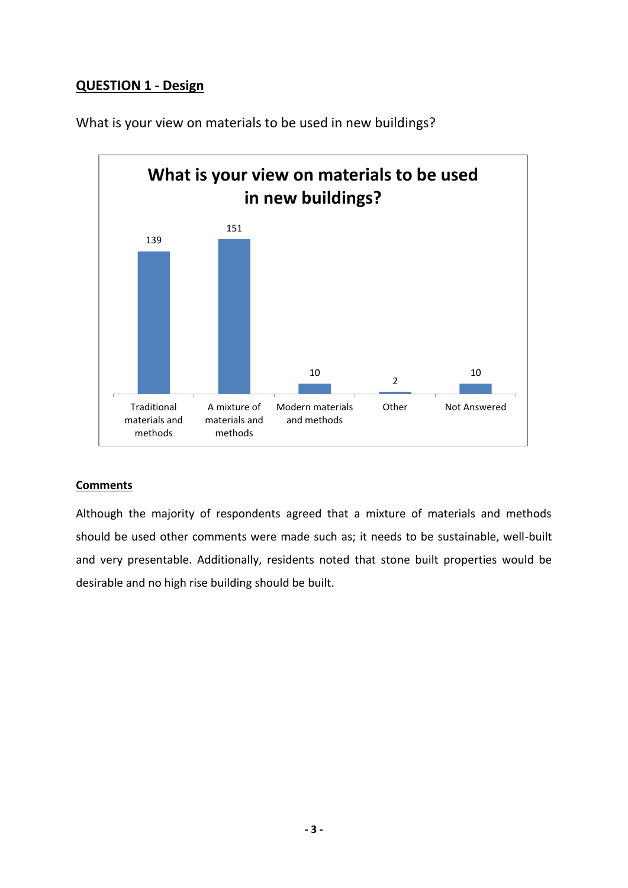## QUESTION 1 - Design

What is your view on materials to be used in new buildings?

**What is your view on materials to be used in new buildings?**

| Response | Count |
| --- | --- |
| Traditional materials and methods | 139 |
| A mixture of materials and methods | 151 |
| Modern materials and methods | 10 |
| Other | 2 |
| Not Answered | 10 |

### Comments

Although the majority of respondents agreed that a mixture of materials and methods should be used other comments were made such as; it needs to be sustainable, well-built and very presentable. Additionally, residents noted that stone built properties would be desirable and no high rise building should be built.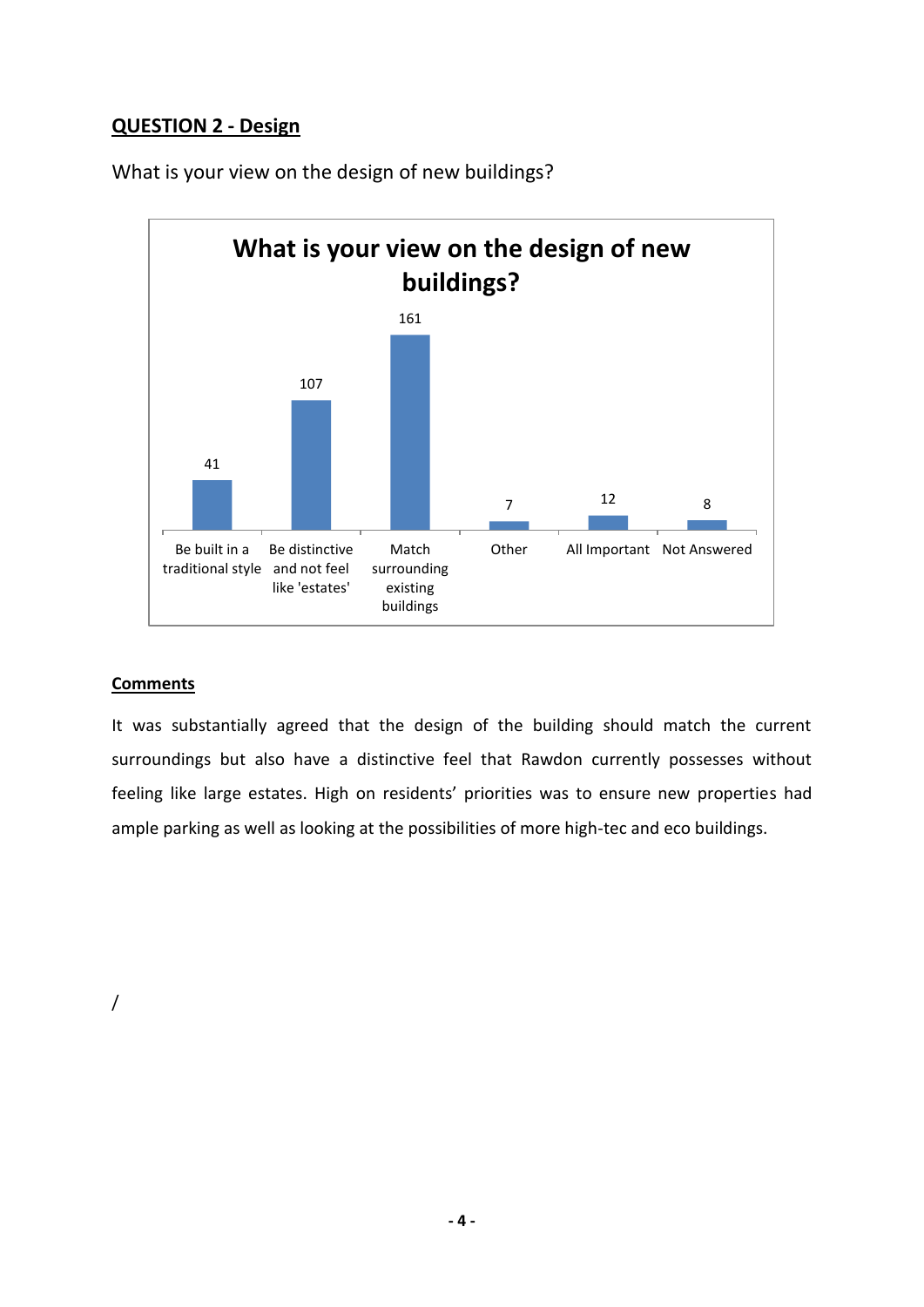## QUESTION 2 - Design

What is your view on the design of new buildings?

**What is your view on the design of new buildings?**

| Response | Count |
|---|---|
| Be built in a traditional style | 41 |
| Be distinctive and not feel like 'estates' | 107 |
| Match surrounding existing buildings | 161 |
| Other | 7 |
| All Important | 12 |
| Not Answered | 8 |

### Comments

It was substantially agreed that the design of the building should match the current surroundings but also have a distinctive feel that Rawdon currently possesses without feeling like large estates. High on residents' priorities was to ensure new properties had ample parking as well as looking at the possibilities of more high-tec and eco buildings.

/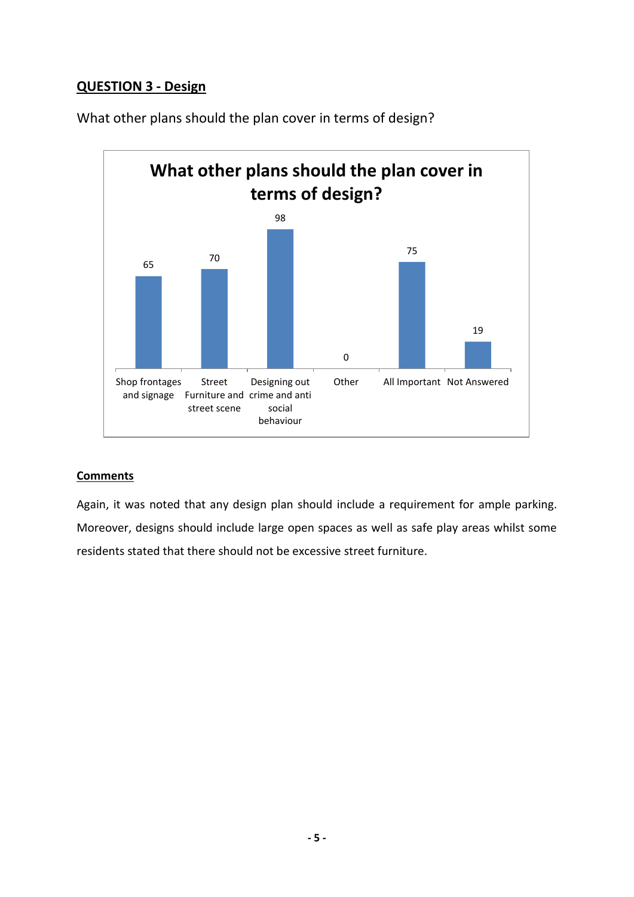## QUESTION 3 - Design

What other plans should the plan cover in terms of design?

**What other plans should the plan cover in terms of design?**

| Shop frontages and signage | Street Furniture and street scene | Designing out crime and anti social behaviour | Other | All Important | Not Answered |
|---|---|---|---|---|---|
| 65 | 70 | 98 | 0 | 75 | 19 |

**Comments**

Again, it was noted that any design plan should include a requirement for ample parking. Moreover, designs should include large open spaces as well as safe play areas whilst some residents stated that there should not be excessive street furniture.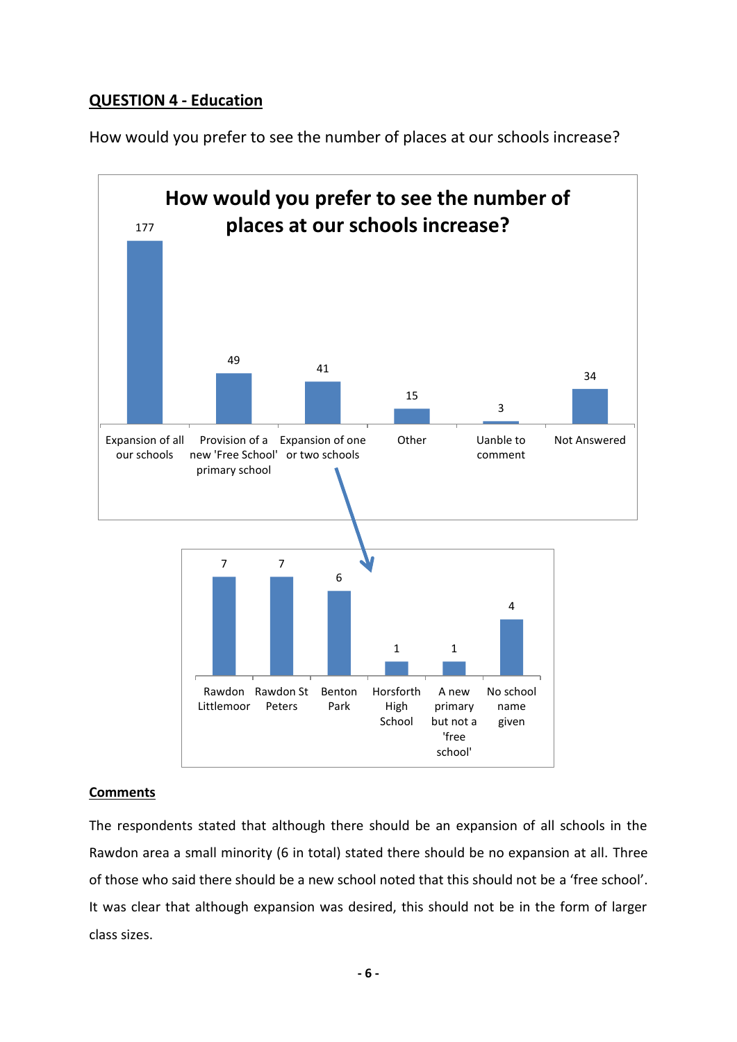## QUESTION 4 - Education

How would you prefer to see the number of places at our schools increase?

**How would you prefer to see the number of places at our schools increase?**

| Response | Count |
| --- | --- |
| Expansion of all our schools | 177 |
| Provision of a new 'Free School' primary school | 49 |
| Expansion of one or two schools | 41 |
| Other | 15 |
| Uanble to comment | 3 |
| Not Answered | 34 |

Expansion of one or two schools:

| School | Count |
| --- | --- |
| Rawdon Littlemoor | 7 |
| Rawdon St Peters | 7 |
| Benton Park | 6 |
| Horsforth High School | 1 |
| A new primary but not a 'free school' | 1 |
| No school name given | 4 |

**Comments**

The respondents stated that although there should be an expansion of all schools in the Rawdon area a small minority (6 in total) stated there should be no expansion at all. Three of those who said there should be a new school noted that this should not be a 'free school'. It was clear that although expansion was desired, this should not be in the form of larger class sizes.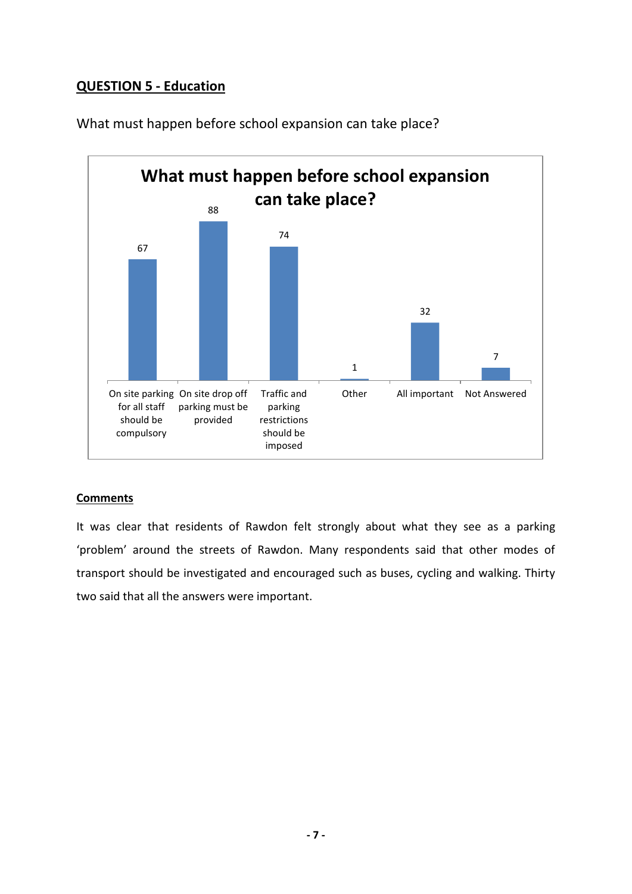## QUESTION 5 - Education

What must happen before school expansion can take place?

| What must happen before school expansion can take place? | |
|---|---|
| On site parking for all staff should be compulsory | 67 |
| On site drop off parking must be provided | 88 |
| Traffic and parking restrictions should be imposed | 74 |
| Other | 1 |
| All important | 32 |
| Not Answered | 7 |

### Comments

It was clear that residents of Rawdon felt strongly about what they see as a parking 'problem' around the streets of Rawdon. Many respondents said that other modes of transport should be investigated and encouraged such as buses, cycling and walking. Thirty two said that all the answers were important.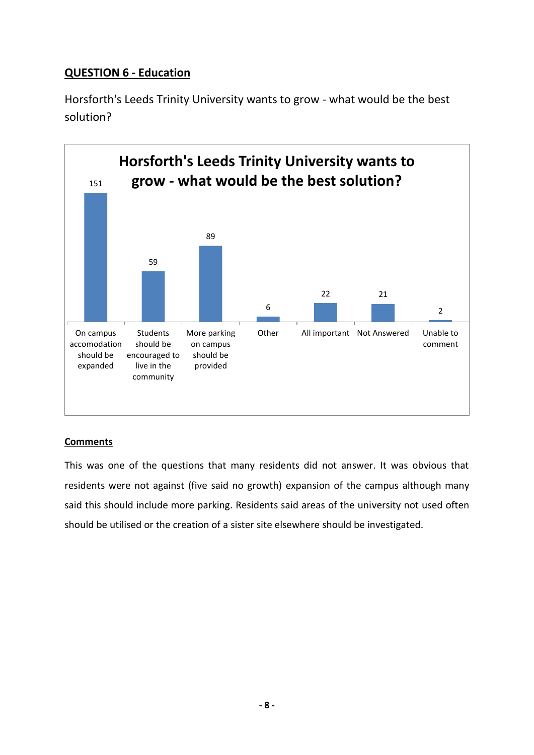## QUESTION 6 - Education

Horsforth's Leeds Trinity University wants to grow - what would be the best solution?

**Horsforth's Leeds Trinity University wants to grow - what would be the best solution?**

| Response | Count |
|---|---|
| On campus accomodation should be expanded | 151 |
| Students should be encouraged to live in the community | 59 |
| More parking on campus should be provided | 89 |
| Other | 6 |
| All important | 22 |
| Not Answered | 21 |
| Unable to comment | 2 |

### Comments

This was one of the questions that many residents did not answer. It was obvious that residents were not against (five said no growth) expansion of the campus although many said this should include more parking. Residents said areas of the university not used often should be utilised or the creation of a sister site elsewhere should be investigated.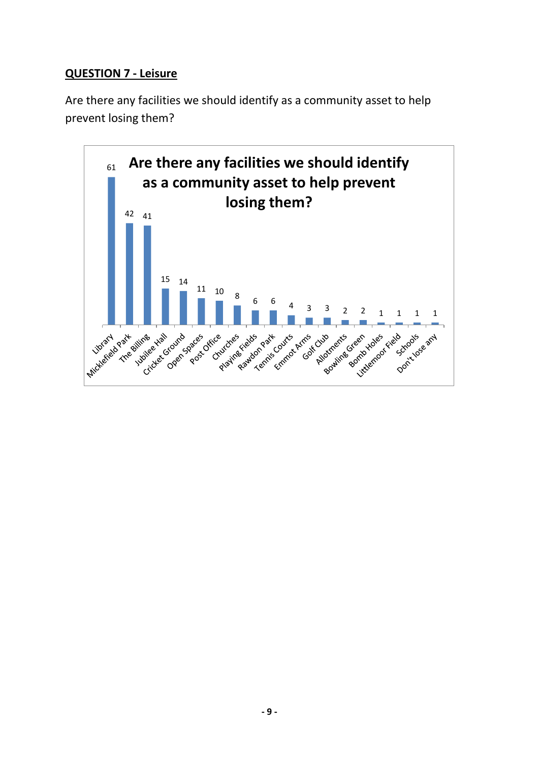## QUESTION 7 - Leisure

Are there any facilities we should identify as a community asset to help prevent losing them?

**Are there any facilities we should identify as a community asset to help prevent losing them?**

| Facility | Count |
|---|---|
| Library | 61 |
| Micklefield Park | 42 |
| The Billing | 41 |
| Jubilee Hall | 15 |
| Cricket Ground | 14 |
| Open Spaces | 11 |
| Post Office | 10 |
| Churches | 8 |
| Playing Fields | 6 |
| Rawdon Park | 6 |
| Tennis Courts | 4 |
| Emmot Arms | 3 |
| Golf Club | 3 |
| Allotments | 2 |
| Bowling Green | 2 |
| Bomb Holes | 1 |
| Littlemoor Field | 1 |
| Schools | 1 |
| Don't lose any | 1 |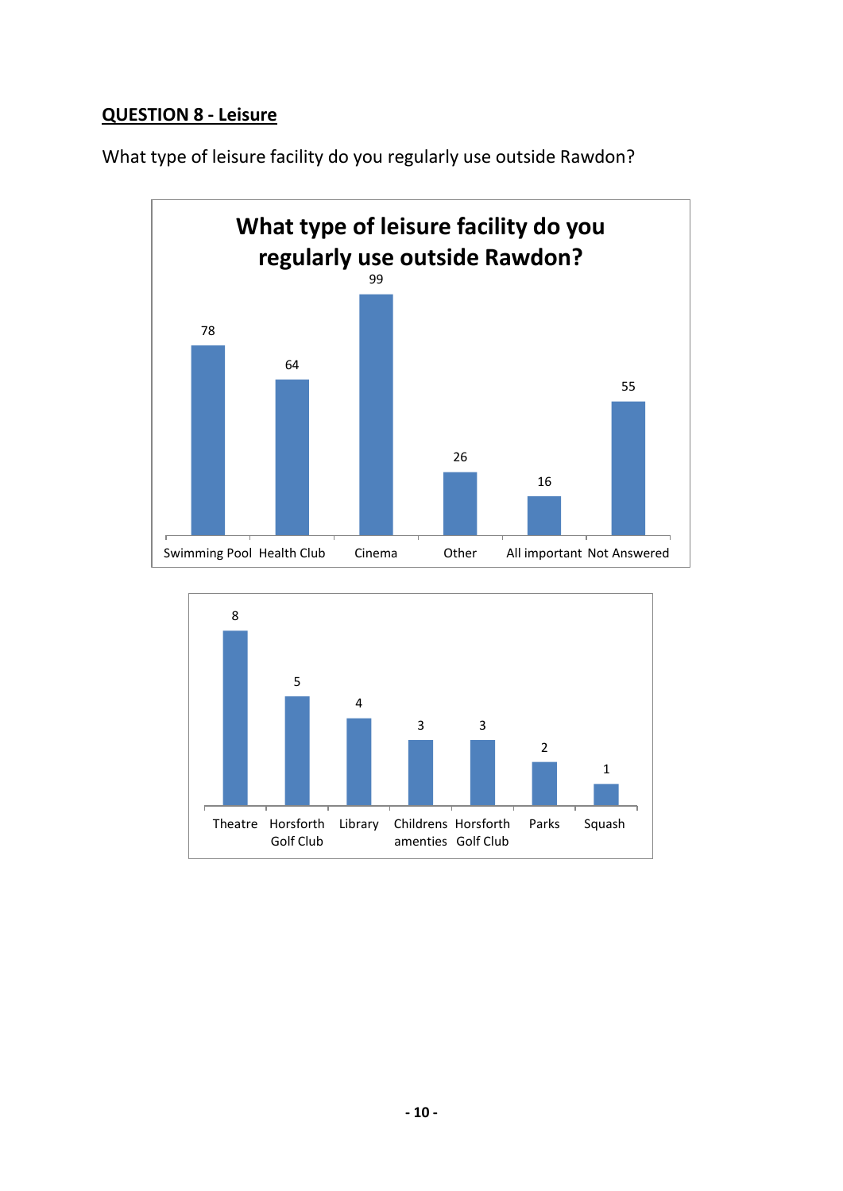## QUESTION 8 - Leisure

What type of leisure facility do you regularly use outside Rawdon?

**What type of leisure facility do you regularly use outside Rawdon?**

| Swimming Pool | Health Club | Cinema | Other | All important | Not Answered |
|---|---|---|---|---|---|
| 78 | 64 | 99 | 26 | 16 | 55 |

| Theatre | Horsforth Golf Club | Library | Childrens amenties | Horsforth Golf Club | Parks | Squash |
|---|---|---|---|---|---|---|
| 8 | 5 | 4 | 3 | 3 | 2 | 1 |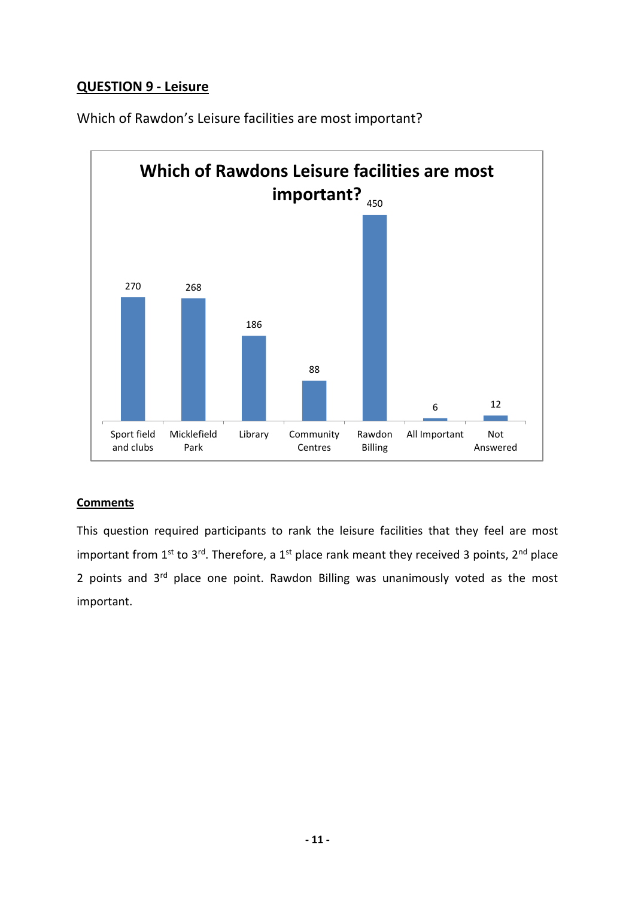## QUESTION 9 - Leisure

Which of Rawdon's Leisure facilities are most important?

**Which of Rawdons Leisure facilities are most important?**

| Facility | Points |
|---|---|
| Sport field and clubs | 270 |
| Micklefield Park | 268 |
| Library | 186 |
| Community Centres | 88 |
| Rawdon Billing | 450 |
| All Important | 6 |
| Not Answered | 12 |

**Comments**

This question required participants to rank the leisure facilities that they feel are most important from 1st to 3rd. Therefore, a 1st place rank meant they received 3 points, 2nd place 2 points and 3rd place one point. Rawdon Billing was unanimously voted as the most important.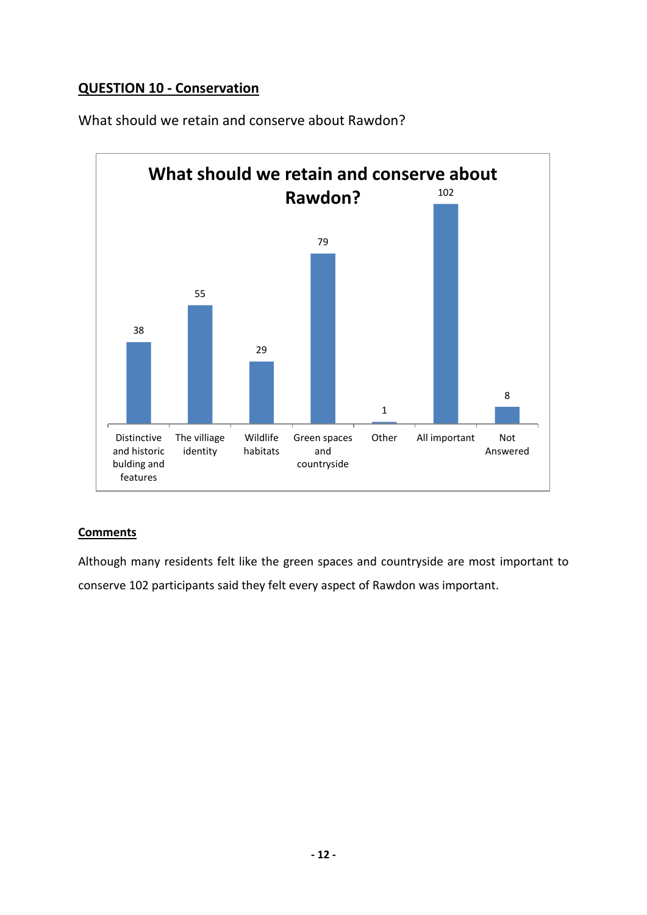## QUESTION 10 - Conservation

What should we retain and conserve about Rawdon?

**What should we retain and conserve about Rawdon?**

| Distinctive and historic bulding and features | The villiage identity | Wildlife habitats | Green spaces and countryside | Other | All important | Not Answered |
|---|---|---|---|---|---|---|
| 38 | 55 | 29 | 79 | 1 | 102 | 8 |

**Comments**

Although many residents felt like the green spaces and countryside are most important to conserve 102 participants said they felt every aspect of Rawdon was important.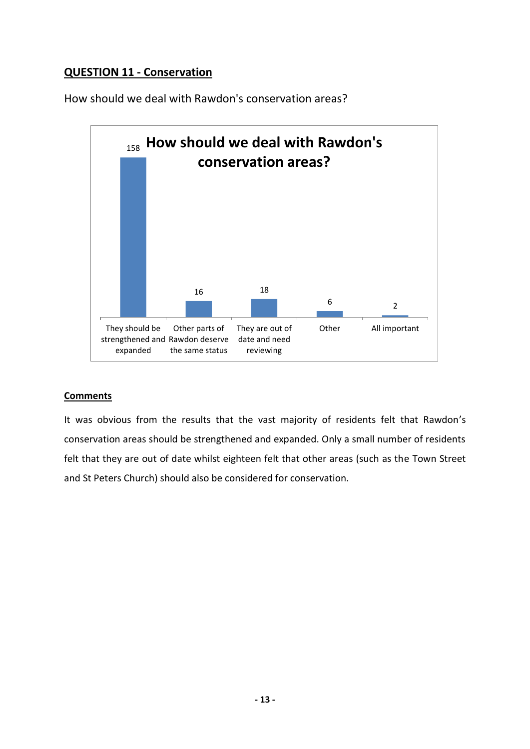## QUESTION 11 - Conservation

How should we deal with Rawdon's conservation areas?

| How should we deal with Rawdon's conservation areas? | |
|---|---|
| They should be strengthened and expanded | 158 |
| Other parts of Rawdon deserve the same status | 16 |
| They are out of date and need reviewing | 18 |
| Other | 6 |
| All important | 2 |

**Comments**

It was obvious from the results that the vast majority of residents felt that Rawdon's conservation areas should be strengthened and expanded. Only a small number of residents felt that they are out of date whilst eighteen felt that other areas (such as the Town Street and St Peters Church) should also be considered for conservation.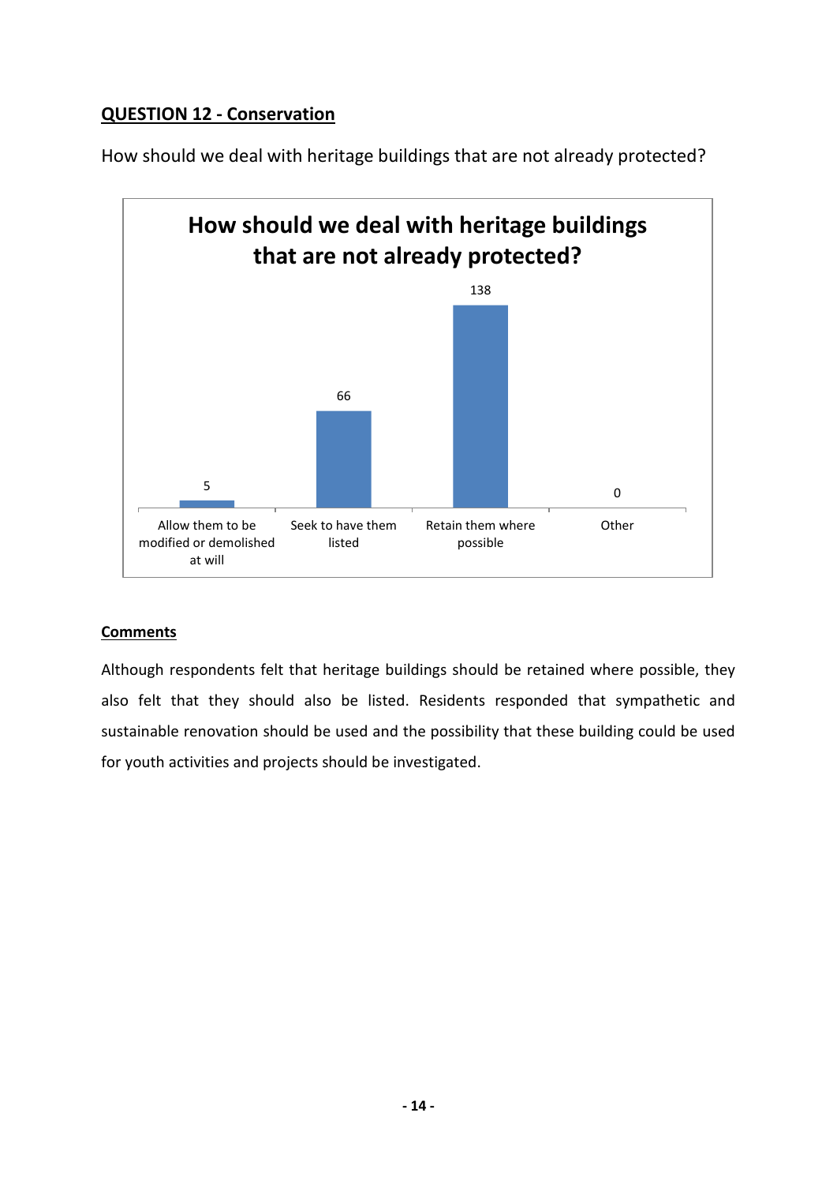**QUESTION 12 - Conservation**

How should we deal with heritage buildings that are not already protected?

**How should we deal with heritage buildings that are not already protected?**

| Allow them to be modified or demolished at will | Seek to have them listed | Retain them where possible | Other |
|---|---|---|---|
| 5 | 66 | 138 | 0 |

**Comments**

Although respondents felt that heritage buildings should be retained where possible, they also felt that they should also be listed. Residents responded that sympathetic and sustainable renovation should be used and the possibility that these building could be used for youth activities and projects should be investigated.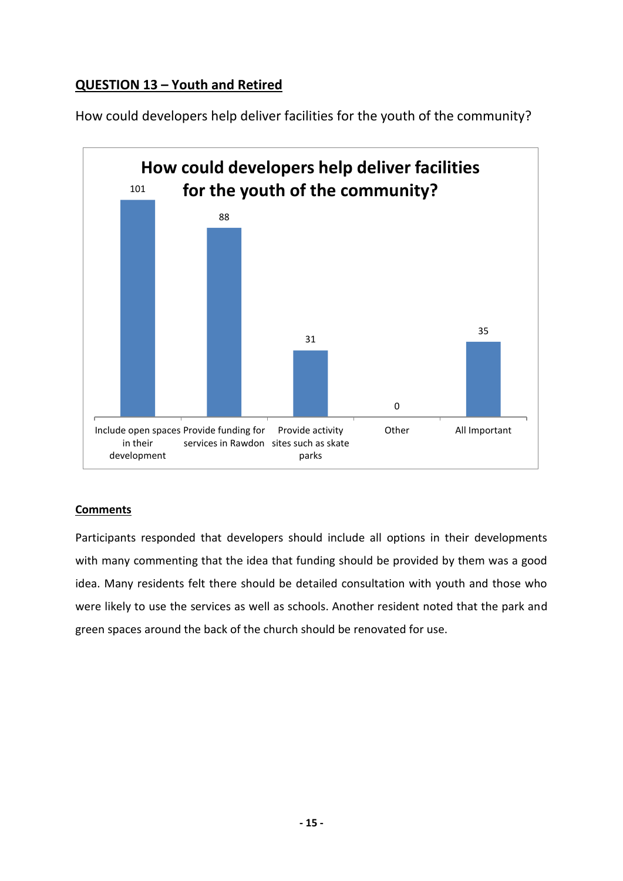## QUESTION 13 – Youth and Retired

How could developers help deliver facilities for the youth of the community?

**How could developers help deliver facilities for the youth of the community?**

| Option | Responses |
| --- | --- |
| Include open spaces in their development | 101 |
| Provide funding for services in Rawdon | 88 |
| Provide activity sites such as skate parks | 31 |
| Other | 0 |
| All Important | 35 |

**Comments**

Participants responded that developers should include all options in their developments with many commenting that the idea that funding should be provided by them was a good idea. Many residents felt there should be detailed consultation with youth and those who were likely to use the services as well as schools. Another resident noted that the park and green spaces around the back of the church should be renovated for use.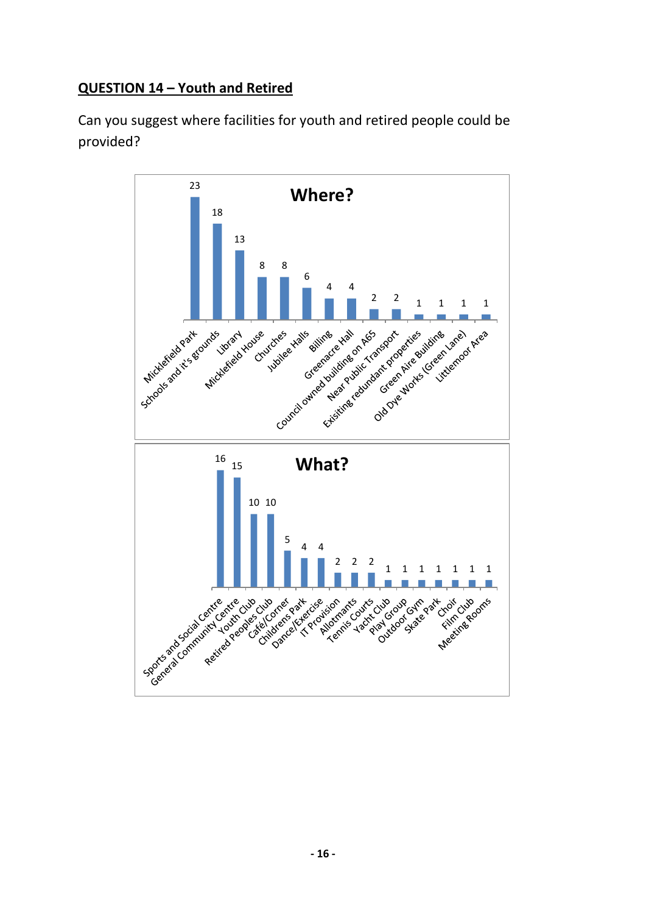## QUESTION 14 – Youth and Retired

Can you suggest where facilities for youth and retired people could be provided?

**Where?**

| Location | Count |
|---|---|
| Micklefield Park | 23 |
| Schools and it's grounds | 18 |
| Library | 13 |
| Micklefield House | 8 |
| Churches | 8 |
| Jubilee Halls | 6 |
| Billing | 4 |
| Greenacre Hall | 4 |
| Council owned building on A65 | 2 |
| Near Public Transport | 2 |
| Exisiting redundant properties | 1 |
| Green Aire Building | 1 |
| Old Dye Works (Green Lane) | 1 |
| Littlemoor Area | 1 |

**What?**

| Facility | Count |
|---|---|
| Sports and Social Centre | 16 |
| General Community Centre | 15 |
| Youth Club | 10 |
| Retired Peoples Club | 10 |
| Café/Corner | 5 |
| Childrens Park | 4 |
| Dance/Exercise | 4 |
| IT Provision | 2 |
| Allotmants | 2 |
| Tennis Courts | 2 |
| Yacht Club | 1 |
| Play Group | 1 |
| Outdoor Gym | 1 |
| Skate Park | 1 |
| Choir | 1 |
| Film Club | 1 |
| Meeting Rooms | 1 |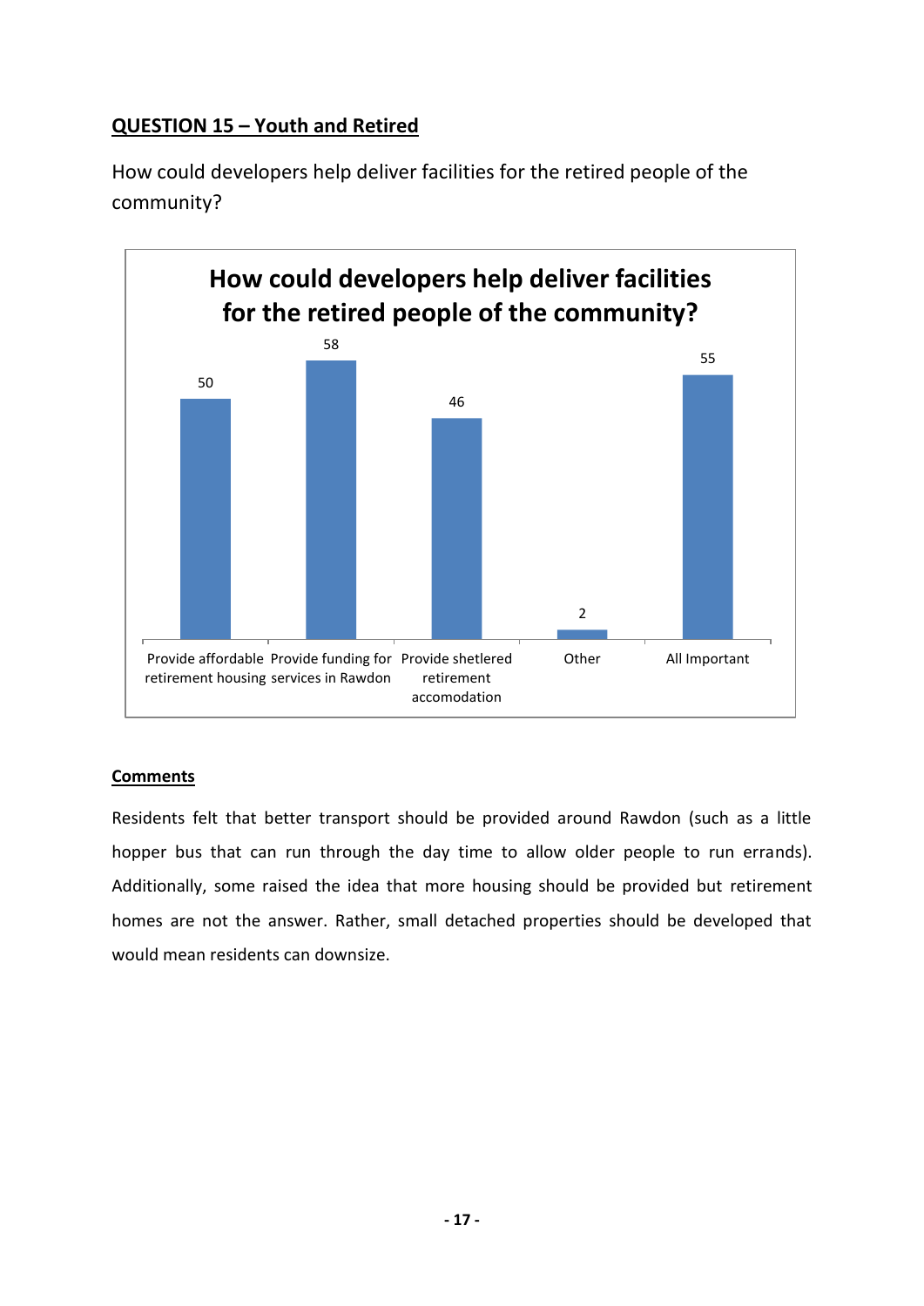## QUESTION 15 – Youth and Retired

How could developers help deliver facilities for the retired people of the community?

**How could developers help deliver facilities for the retired people of the community?**

| Option | Responses |
| --- | --- |
| Provide affordable retirement housing | 50 |
| Provide funding for services in Rawdon | 58 |
| Provide shetlered retirement accomodation | 46 |
| Other | 2 |
| All Important | 55 |

### Comments

Residents felt that better transport should be provided around Rawdon (such as a little hopper bus that can run through the day time to allow older people to run errands). Additionally, some raised the idea that more housing should be provided but retirement homes are not the answer. Rather, small detached properties should be developed that would mean residents can downsize.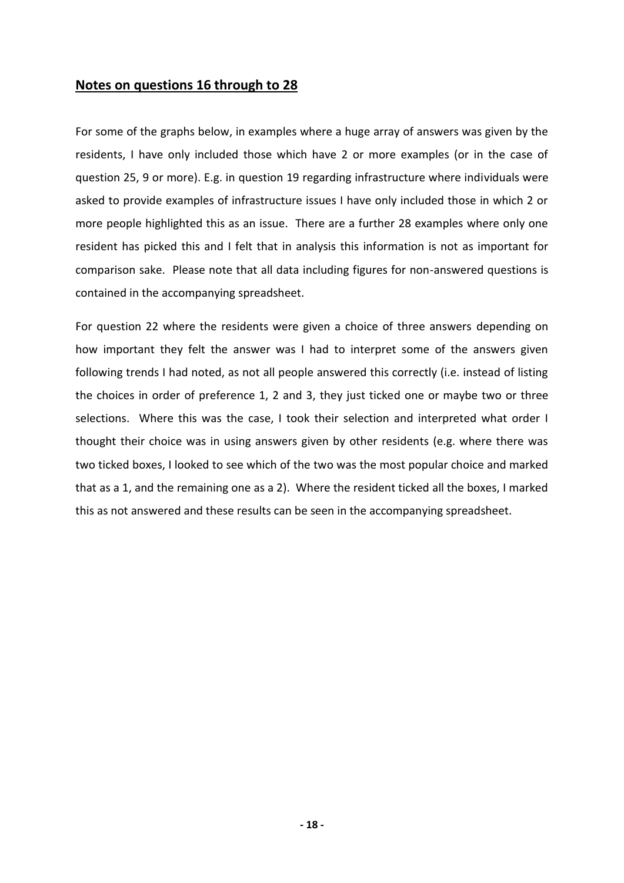## Notes on questions 16 through to 28

For some of the graphs below, in examples where a huge array of answers was given by the residents, I have only included those which have 2 or more examples (or in the case of question 25, 9 or more). E.g. in question 19 regarding infrastructure where individuals were asked to provide examples of infrastructure issues I have only included those in which 2 or more people highlighted this as an issue. There are a further 28 examples where only one resident has picked this and I felt that in analysis this information is not as important for comparison sake. Please note that all data including figures for non-answered questions is contained in the accompanying spreadsheet.

For question 22 where the residents were given a choice of three answers depending on how important they felt the answer was I had to interpret some of the answers given following trends I had noted, as not all people answered this correctly (i.e. instead of listing the choices in order of preference 1, 2 and 3, they just ticked one or maybe two or three selections. Where this was the case, I took their selection and interpreted what order I thought their choice was in using answers given by other residents (e.g. where there was two ticked boxes, I looked to see which of the two was the most popular choice and marked that as a 1, and the remaining one as a 2). Where the resident ticked all the boxes, I marked this as not answered and these results can be seen in the accompanying spreadsheet.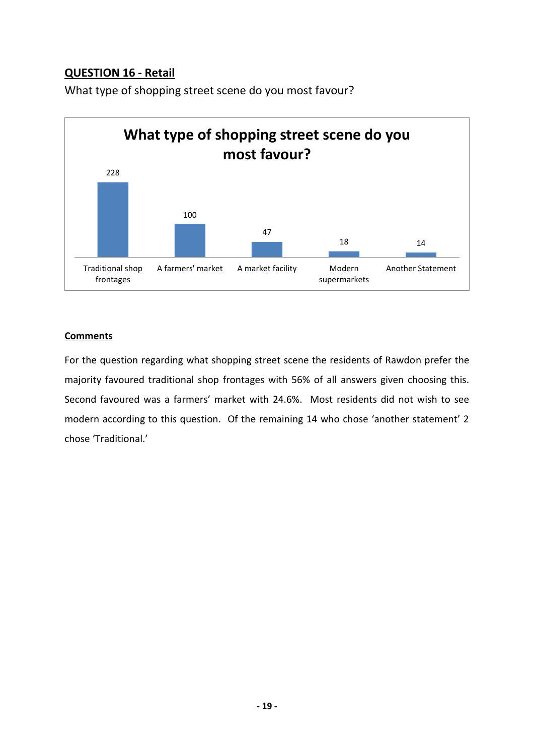**QUESTION 16 - Retail**

What type of shopping street scene do you most favour?

| What type of shopping street scene do you most favour? | |
|---|---|
| Traditional shop frontages | 228 |
| A farmers' market | 100 |
| A market facility | 47 |
| Modern supermarkets | 18 |
| Another Statement | 14 |

**Comments**

For the question regarding what shopping street scene the residents of Rawdon prefer the majority favoured traditional shop frontages with 56% of all answers given choosing this. Second favoured was a farmers' market with 24.6%. Most residents did not wish to see modern according to this question. Of the remaining 14 who chose 'another statement' 2 chose 'Traditional.'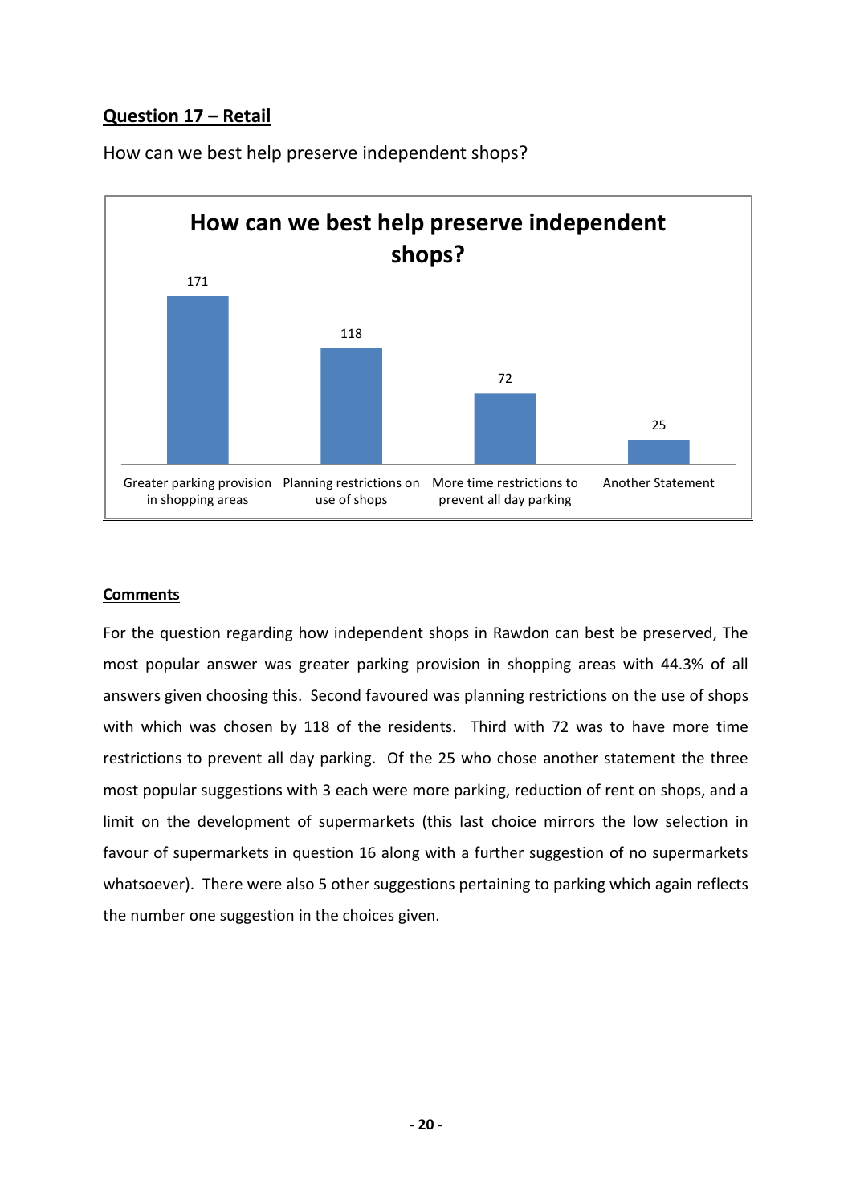## Question 17 – Retail

How can we best help preserve independent shops?

| How can we best help preserve independent shops? | |
|---|---|
| Greater parking provision in shopping areas | 171 |
| Planning restrictions on use of shops | 118 |
| More time restrictions to prevent all day parking | 72 |
| Another Statement | 25 |

### Comments

For the question regarding how independent shops in Rawdon can best be preserved, The most popular answer was greater parking provision in shopping areas with 44.3% of all answers given choosing this. Second favoured was planning restrictions on the use of shops with which was chosen by 118 of the residents. Third with 72 was to have more time restrictions to prevent all day parking. Of the 25 who chose another statement the three most popular suggestions with 3 each were more parking, reduction of rent on shops, and a limit on the development of supermarkets (this last choice mirrors the low selection in favour of supermarkets in question 16 along with a further suggestion of no supermarkets whatsoever). There were also 5 other suggestions pertaining to parking which again reflects the number one suggestion in the choices given.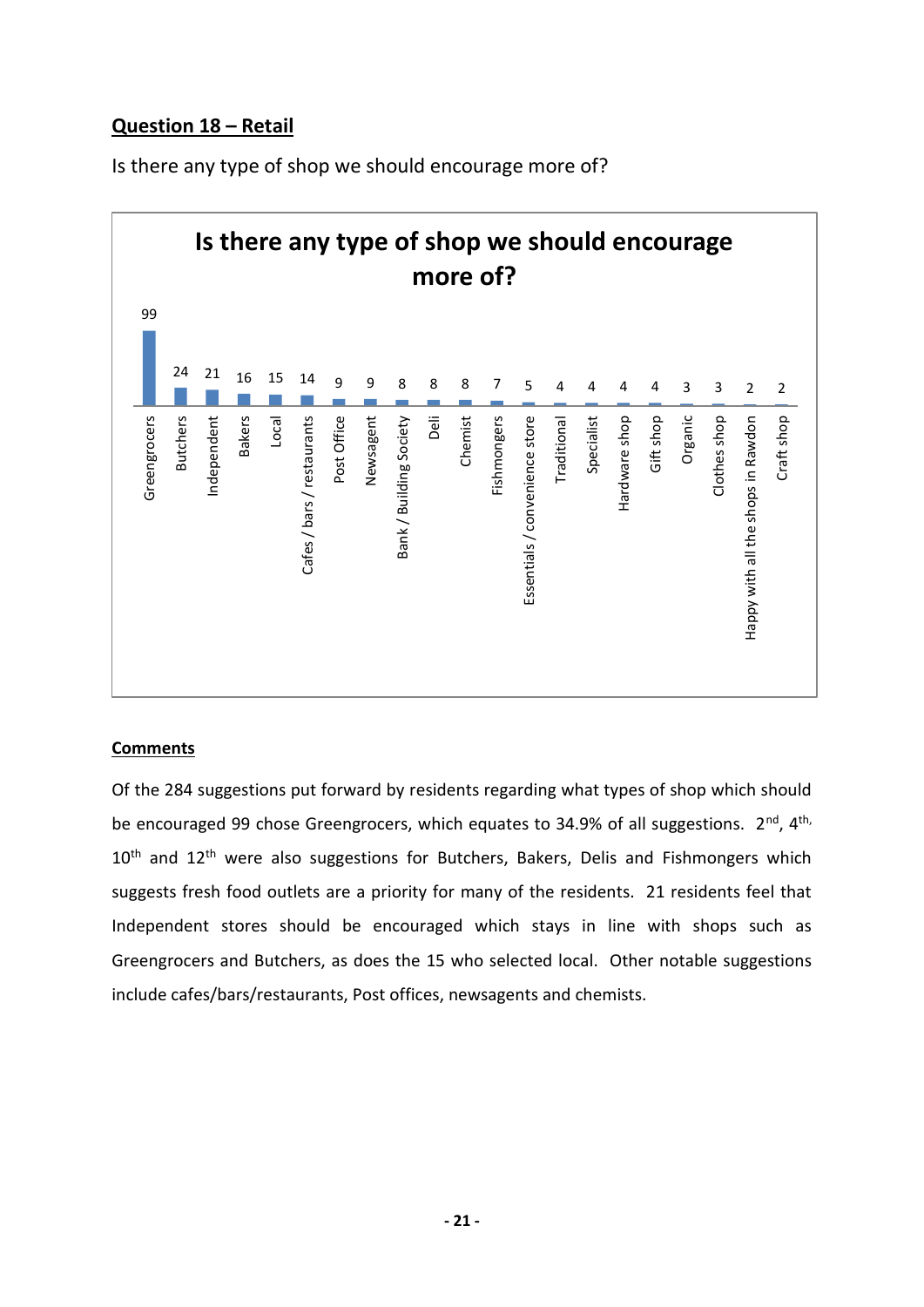## Question 18 – Retail

Is there any type of shop we should encourage more of?

**Is there any type of shop we should encourage more of?**

| Shop type | Count |
|---|---|
| Greengrocers | 99 |
| Butchers | 24 |
| Independent | 21 |
| Bakers | 16 |
| Local | 15 |
| Cafes / bars / restaurants | 14 |
| Post Office | 9 |
| Newsagent | 9 |
| Bank / Building Society | 8 |
| Deli | 8 |
| Chemist | 8 |
| Fishmongers | 7 |
| Essentials / convenience store | 5 |
| Traditional | 4 |
| Specialist | 4 |
| Hardware shop | 4 |
| Gift shop | 4 |
| Organic | 3 |
| Clothes shop | 3 |
| Happy with all the shops in Rawdon | 2 |
| Craft shop | 2 |

**Comments**

Of the 284 suggestions put forward by residents regarding what types of shop which should be encouraged 99 chose Greengrocers, which equates to 34.9% of all suggestions. 2nd, 4th, 10th and 12th were also suggestions for Butchers, Bakers, Delis and Fishmongers which suggests fresh food outlets are a priority for many of the residents. 21 residents feel that Independent stores should be encouraged which stays in line with shops such as Greengrocers and Butchers, as does the 15 who selected local. Other notable suggestions include cafes/bars/restaurants, Post offices, newsagents and chemists.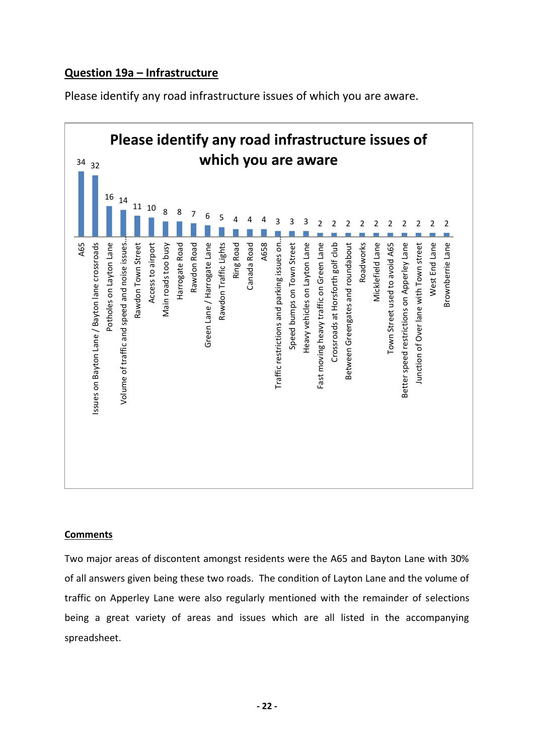## Question 19a – Infrastructure

Please identify any road infrastructure issues of which you are aware.

**Please identify any road infrastructure issues of which you are aware**

| Issue | Count |
|---|---|
| A65 | 34 |
| Issues on Bayton Lane / Bayton lane crossroads | 32 |
| Potholes on Layton Lane | 16 |
| Volume of traffic and speed and noise issues… | 14 |
| Rawdon Town Street | 11 |
| Access to airport | 10 |
| Main roads too busy | 8 |
| Harrogate Road | 8 |
| Rawdon Road | 7 |
| Green Lane / Harrogate Lane | 6 |
| Rawdon Traffic Lights | 5 |
| Ring Road | 4 |
| Canada Road | 4 |
| A658 | 4 |
| Traffic restrictions and parking issues on… | 3 |
| Speed bumps on Town Street | 3 |
| Heavy vehicles on Layton Lane | 3 |
| Fast moving heavy traffic on Green Lane | 2 |
| Crossroads at Horsforth golf club | 2 |
| Between Greengates and roundabout | 2 |
| Roadworks | 2 |
| Micklefield Lane | 2 |
| Town Street used to avoid A65 | 2 |
| Better speed restrictions on Apperley Lane | 2 |
| Junction of Over lane with Town street | 2 |
| West End Lane | 2 |
| Brownberrie Lane | 2 |

**Comments**

Two major areas of discontent amongst residents were the A65 and Bayton Lane with 30% of all answers given being these two roads. The condition of Layton Lane and the volume of traffic on Apperley Lane were also regularly mentioned with the remainder of selections being a great variety of areas and issues which are all listed in the accompanying spreadsheet.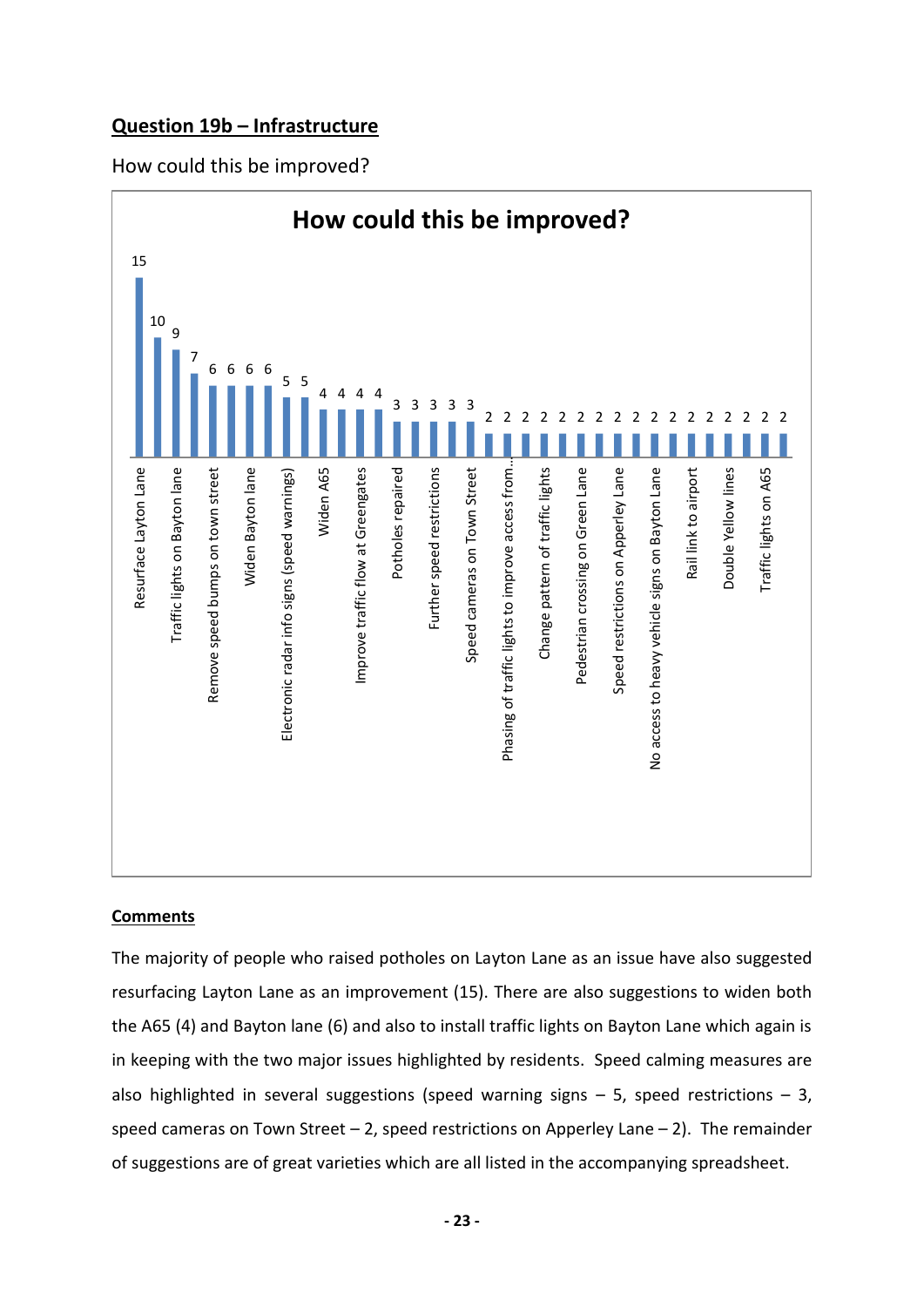## Question 19b – Infrastructure

How could this be improved?

**How could this be improved?**

| Suggestion | Count |
|---|---|
| Resurface Layton Lane | 15 |
| | 10 |
| Traffic lights on Bayton lane | 9 |
| | 7 |
| Remove speed bumps on town street | 6 |
| | 6 |
| Widen Bayton lane | 6 |
| | 6 |
| Electronic radar info signs (speed warnings) | 5 |
| | 5 |
| Widen A65 | 4 |
| | 4 |
| Improve traffic flow at Greengates | 4 |
| | 4 |
| Potholes repaired | 3 |
| | 3 |
| Further speed restrictions | 3 |
| | 3 |
| Speed cameras on Town Street | 3 |
| | 2 |
| Phasing of traffic lights to improve access from... | 2 |
| | 2 |
| Change pattern of traffic lights | 2 |
| | 2 |
| Pedestrian crossing on Green Lane | 2 |
| | 2 |
| Speed restrictions on Apperley Lane | 2 |
| | 2 |
| No access to heavy vehicle signs on Bayton Lane | 2 |
| | 2 |
| Rail link to airport | 2 |
| | 2 |
| Double Yellow lines | 2 |
| | 2 |
| Traffic lights on A65 | 2 |
| | 2 |

### Comments

The majority of people who raised potholes on Layton Lane as an issue have also suggested resurfacing Layton Lane as an improvement (15). There are also suggestions to widen both the A65 (4) and Bayton lane (6) and also to install traffic lights on Bayton Lane which again is in keeping with the two major issues highlighted by residents. Speed calming measures are also highlighted in several suggestions (speed warning signs – 5, speed restrictions – 3, speed cameras on Town Street – 2, speed restrictions on Apperley Lane – 2). The remainder of suggestions are of great varieties which are all listed in the accompanying spreadsheet.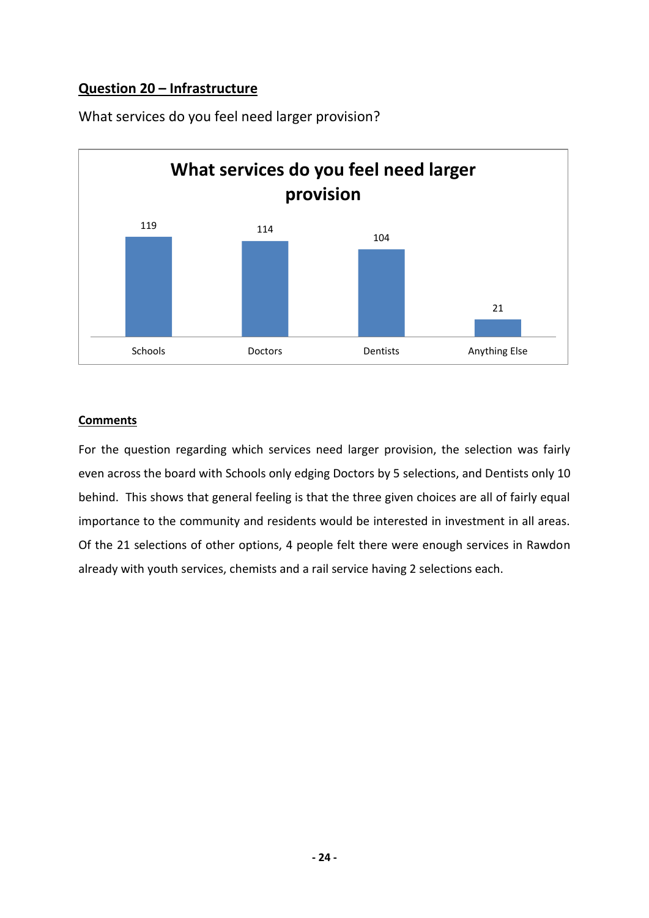## Question 20 – Infrastructure

What services do you feel need larger provision?

| What services do you feel need larger provision | |
|---|---|
| Schools | 119 |
| Doctors | 114 |
| Dentists | 104 |
| Anything Else | 21 |

### Comments

For the question regarding which services need larger provision, the selection was fairly even across the board with Schools only edging Doctors by 5 selections, and Dentists only 10 behind. This shows that general feeling is that the three given choices are all of fairly equal importance to the community and residents would be interested in investment in all areas. Of the 21 selections of other options, 4 people felt there were enough services in Rawdon already with youth services, chemists and a rail service having 2 selections each.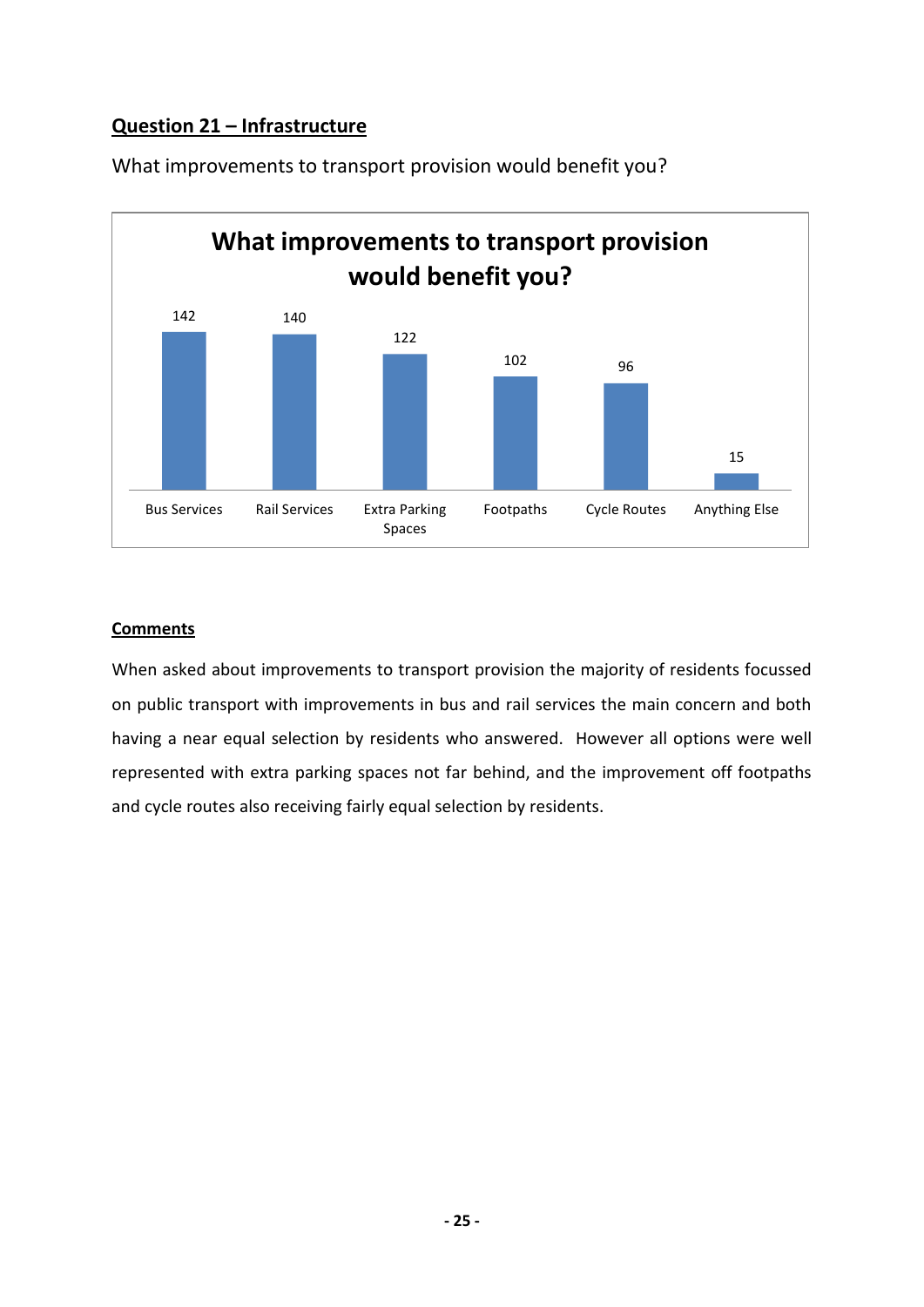## Question 21 – Infrastructure

What improvements to transport provision would benefit you?

**What improvements to transport provision would benefit you?**

| Bus Services | Rail Services | Extra Parking Spaces | Footpaths | Cycle Routes | Anything Else |
|---|---|---|---|---|---|
| 142 | 140 | 122 | 102 | 96 | 15 |

### Comments

When asked about improvements to transport provision the majority of residents focussed on public transport with improvements in bus and rail services the main concern and both having a near equal selection by residents who answered. However all options were well represented with extra parking spaces not far behind, and the improvement off footpaths and cycle routes also receiving fairly equal selection by residents.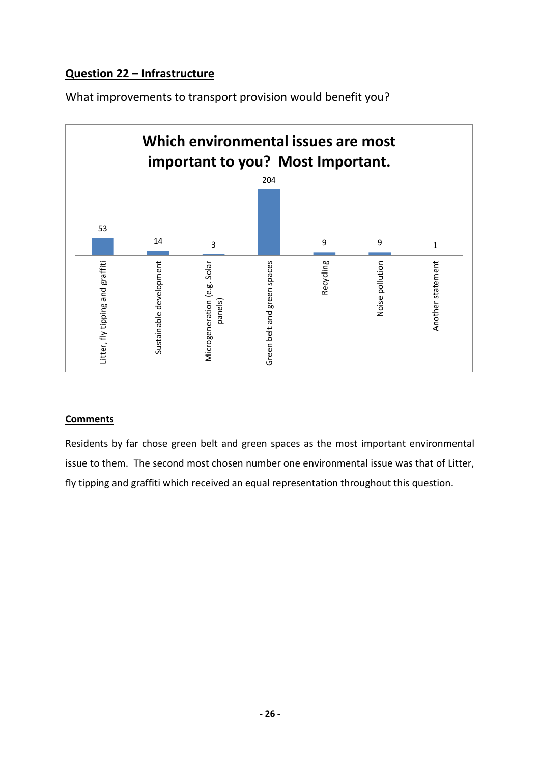**Question 22 – Infrastructure**

What improvements to transport provision would benefit you?

**Which environmental issues are most important to you? Most Important.**

| Issue | Count |
|---|---|
| Litter, fly tipping and graffiti | 53 |
| Sustainable development | 14 |
| Microgeneration (e.g. Solar panels) | 3 |
| Green belt and green spaces | 204 |
| Recycling | 9 |
| Noise pollution | 9 |
| Another statement | 1 |

**Comments**

Residents by far chose green belt and green spaces as the most important environmental issue to them. The second most chosen number one environmental issue was that of Litter, fly tipping and graffiti which received an equal representation throughout this question.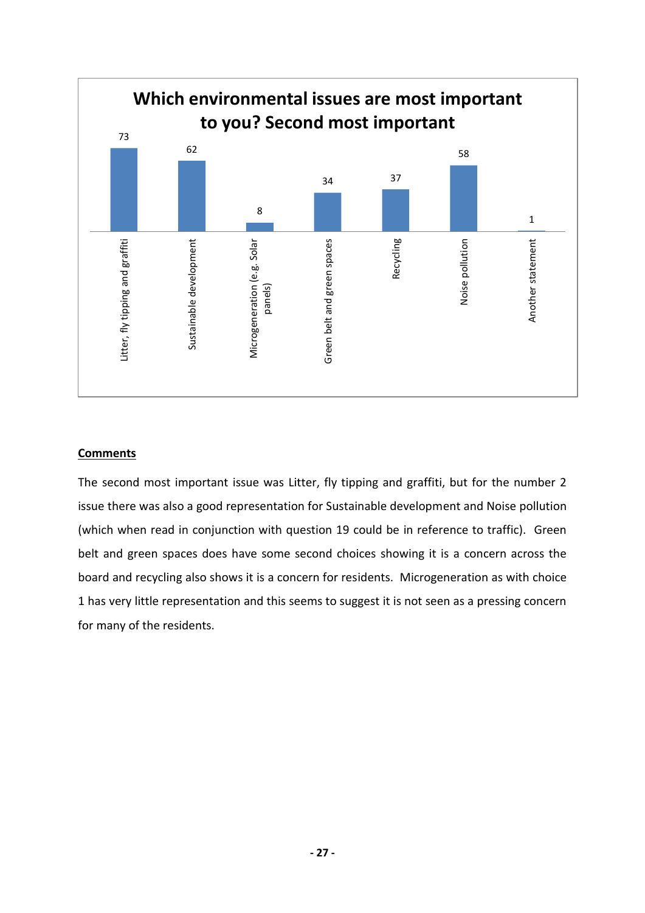**Which environmental issues are most important to you? Second most important**

| Issue | Count |
|---|---|
| Litter, fly tipping and graffiti | 73 |
| Sustainable development | 62 |
| Microgeneration (e.g. Solar panels) | 8 |
| Green belt and green spaces | 34 |
| Recycling | 37 |
| Noise pollution | 58 |
| Another statement | 1 |

**Comments**

The second most important issue was Litter, fly tipping and graffiti, but for the number 2 issue there was also a good representation for Sustainable development and Noise pollution (which when read in conjunction with question 19 could be in reference to traffic). Green belt and green spaces does have some second choices showing it is a concern across the board and recycling also shows it is a concern for residents. Microgeneration as with choice 1 has very little representation and this seems to suggest it is not seen as a pressing concern for many of the residents.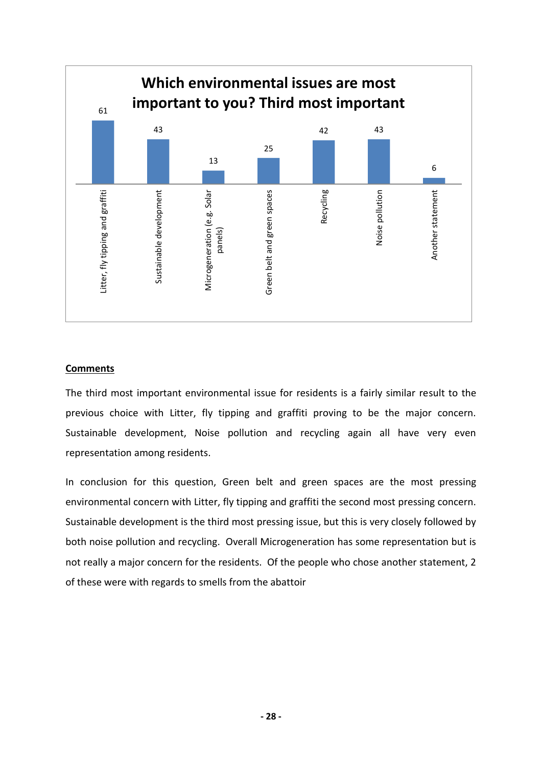**Which environmental issues are most important to you? Third most important**

| Issue | Responses |
|---|---|
| Litter, fly tipping and graffiti | 61 |
| Sustainable development | 43 |
| Microgeneration (e.g. Solar panels) | 13 |
| Green belt and green spaces | 25 |
| Recycling | 42 |
| Noise pollution | 43 |
| Another statement | 6 |

**Comments**

The third most important environmental issue for residents is a fairly similar result to the previous choice with Litter, fly tipping and graffiti proving to be the major concern. Sustainable development, Noise pollution and recycling again all have very even representation among residents.

In conclusion for this question, Green belt and green spaces are the most pressing environmental concern with Litter, fly tipping and graffiti the second most pressing concern. Sustainable development is the third most pressing issue, but this is very closely followed by both noise pollution and recycling. Overall Microgeneration has some representation but is not really a major concern for the residents. Of the people who chose another statement, 2 of these were with regards to smells from the abattoir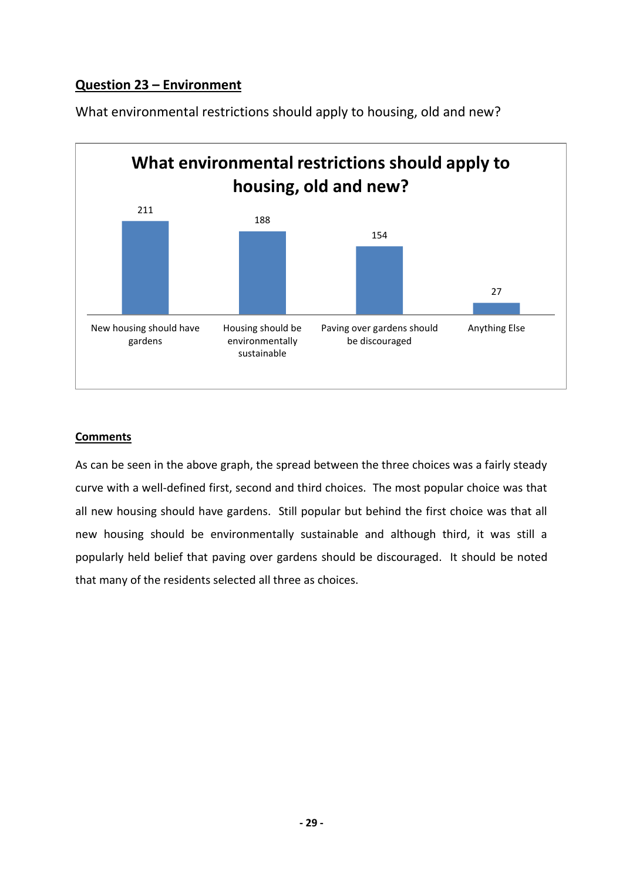## Question 23 – Environment

What environmental restrictions should apply to housing, old and new?

| What environmental restrictions should apply to housing, old and new? | |
|---|---|
| New housing should have gardens | 211 |
| Housing should be environmentally sustainable | 188 |
| Paving over gardens should be discouraged | 154 |
| Anything Else | 27 |

### Comments

As can be seen in the above graph, the spread between the three choices was a fairly steady curve with a well-defined first, second and third choices. The most popular choice was that all new housing should have gardens. Still popular but behind the first choice was that all new housing should be environmentally sustainable and although third, it was still a popularly held belief that paving over gardens should be discouraged. It should be noted that many of the residents selected all three as choices.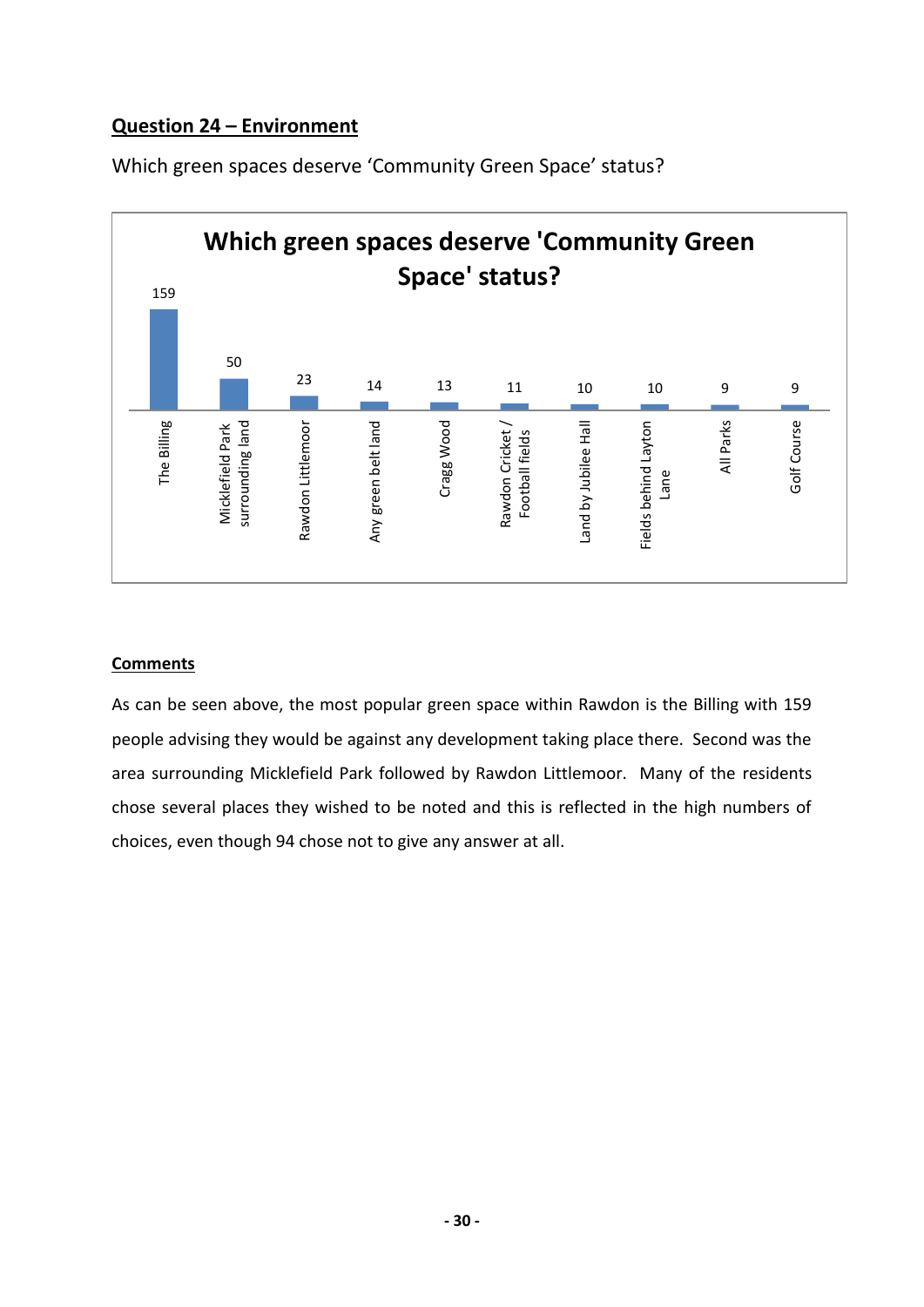**Question 24 – Environment**

Which green spaces deserve 'Community Green Space' status?

| Which green spaces deserve 'Community Green Space' status? | |
|---|---|
| The Billing | 159 |
| Micklefield Park surrounding land | 50 |
| Rawdon Littlemoor | 23 |
| Any green belt land | 14 |
| Cragg Wood | 13 |
| Rawdon Cricket / Football fields | 11 |
| Land by Jubilee Hall | 10 |
| Fields behind Layton Lane | 10 |
| All Parks | 9 |
| Golf Course | 9 |

**Comments**

As can be seen above, the most popular green space within Rawdon is the Billing with 159 people advising they would be against any development taking place there. Second was the area surrounding Micklefield Park followed by Rawdon Littlemoor. Many of the residents chose several places they wished to be noted and this is reflected in the high numbers of choices, even though 94 chose not to give any answer at all.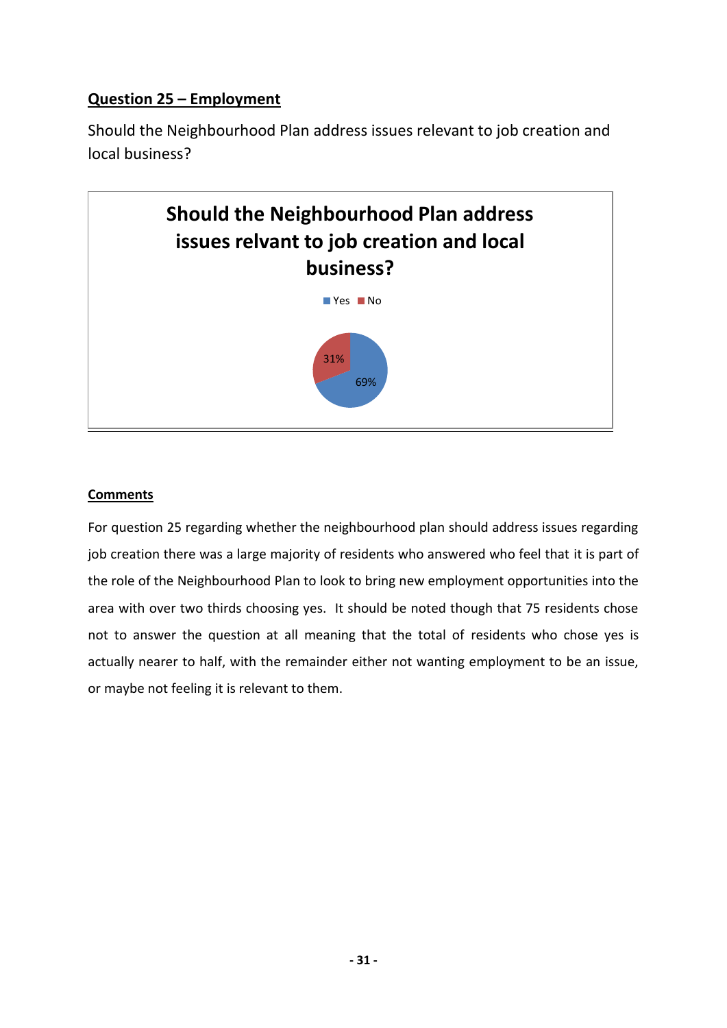## Question 25 – Employment

Should the Neighbourhood Plan address issues relevant to job creation and local business?

**Should the Neighbourhood Plan address issues relvant to job creation and local business?**

| Response | Percentage |
| --- | --- |
| Yes | 69% |
| No | 31% |

### Comments

For question 25 regarding whether the neighbourhood plan should address issues regarding job creation there was a large majority of residents who answered who feel that it is part of the role of the Neighbourhood Plan to look to bring new employment opportunities into the area with over two thirds choosing yes. It should be noted though that 75 residents chose not to answer the question at all meaning that the total of residents who chose yes is actually nearer to half, with the remainder either not wanting employment to be an issue, or maybe not feeling it is relevant to them.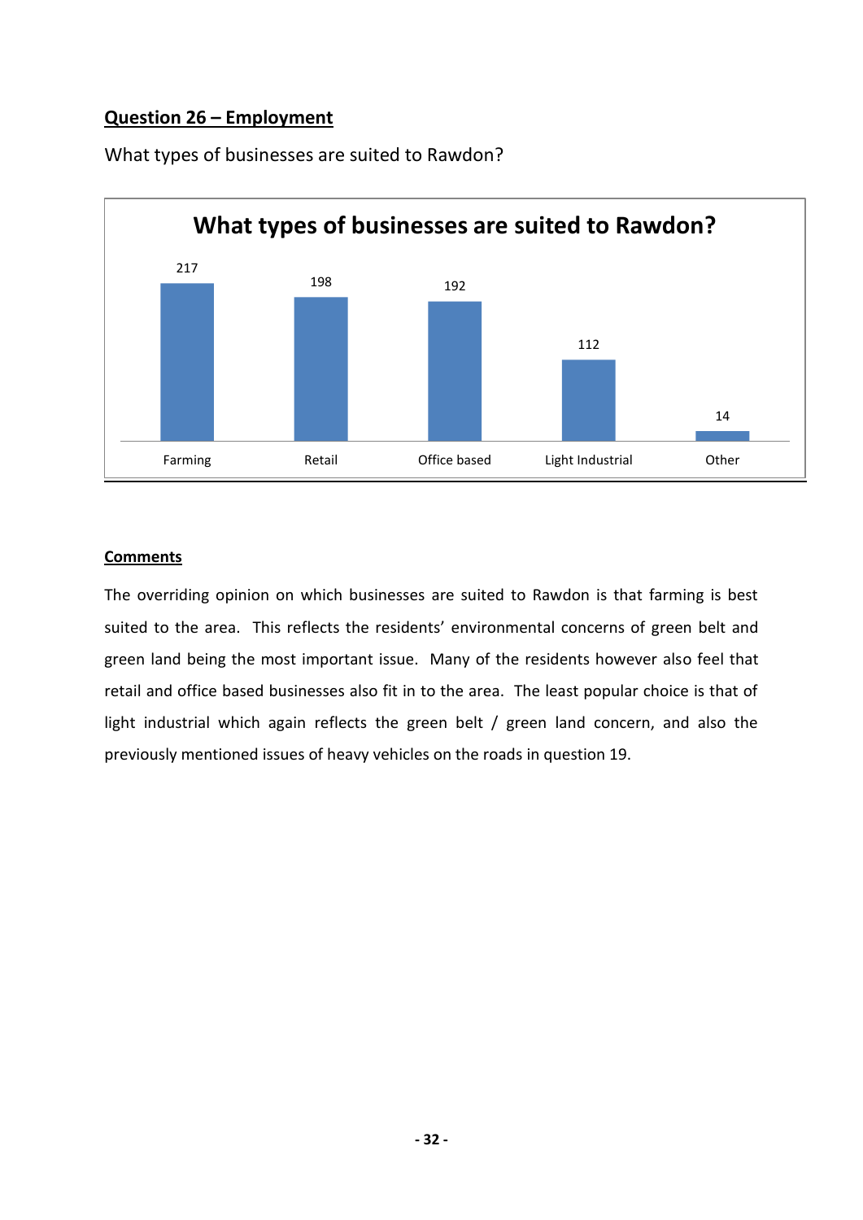## Question 26 – Employment

What types of businesses are suited to Rawdon?

**What types of businesses are suited to Rawdon?**

| Farming | Retail | Office based | Light Industrial | Other |
|---|---|---|---|---|
| 217 | 198 | 192 | 112 | 14 |

### Comments

The overriding opinion on which businesses are suited to Rawdon is that farming is best suited to the area. This reflects the residents' environmental concerns of green belt and green land being the most important issue. Many of the residents however also feel that retail and office based businesses also fit in to the area. The least popular choice is that of light industrial which again reflects the green belt / green land concern, and also the previously mentioned issues of heavy vehicles on the roads in question 19.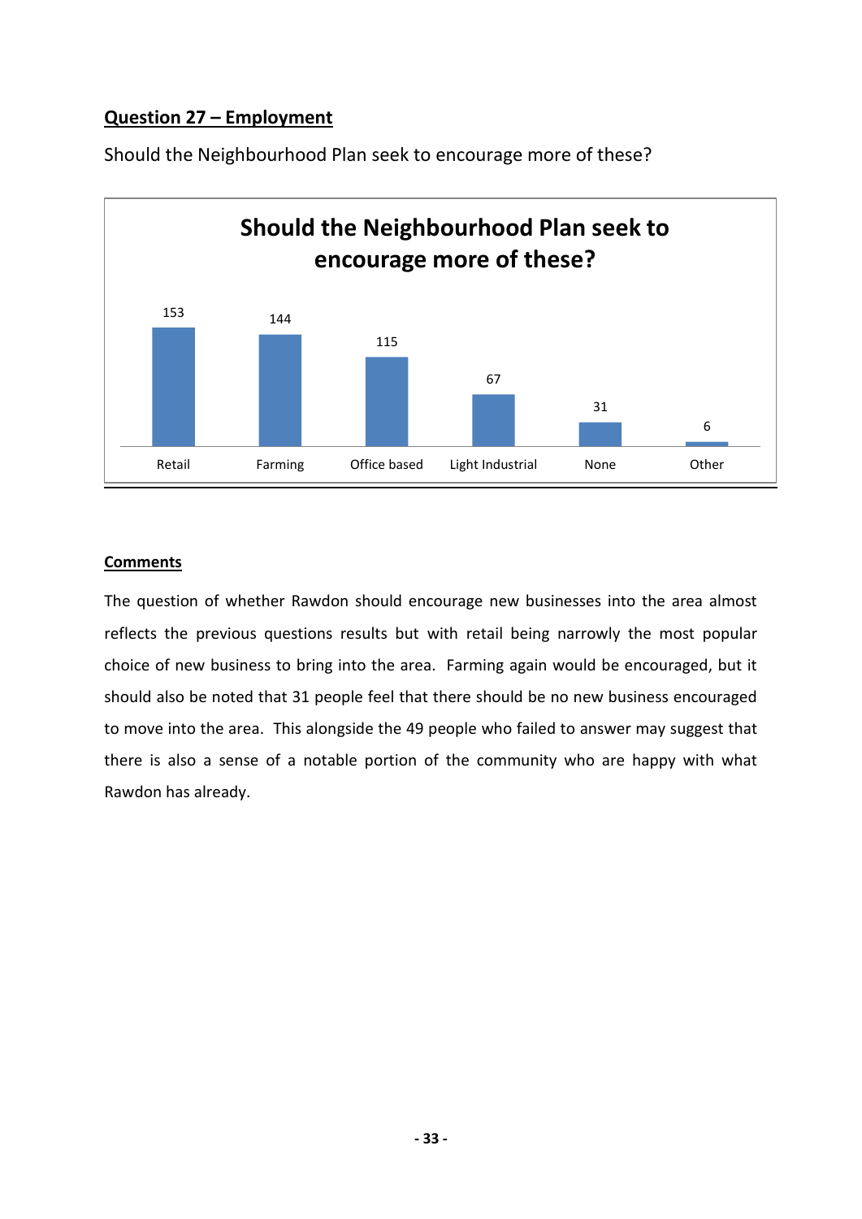## Question 27 – Employment

Should the Neighbourhood Plan seek to encourage more of these?

**Should the Neighbourhood Plan seek to encourage more of these?**

| Retail | Farming | Office based | Light Industrial | None | Other |
|---|---|---|---|---|---|
| 153 | 144 | 115 | 67 | 31 | 6 |

### Comments

The question of whether Rawdon should encourage new businesses into the area almost reflects the previous questions results but with retail being narrowly the most popular choice of new business to bring into the area. Farming again would be encouraged, but it should also be noted that 31 people feel that there should be no new business encouraged to move into the area. This alongside the 49 people who failed to answer may suggest that there is also a sense of a notable portion of the community who are happy with what Rawdon has already.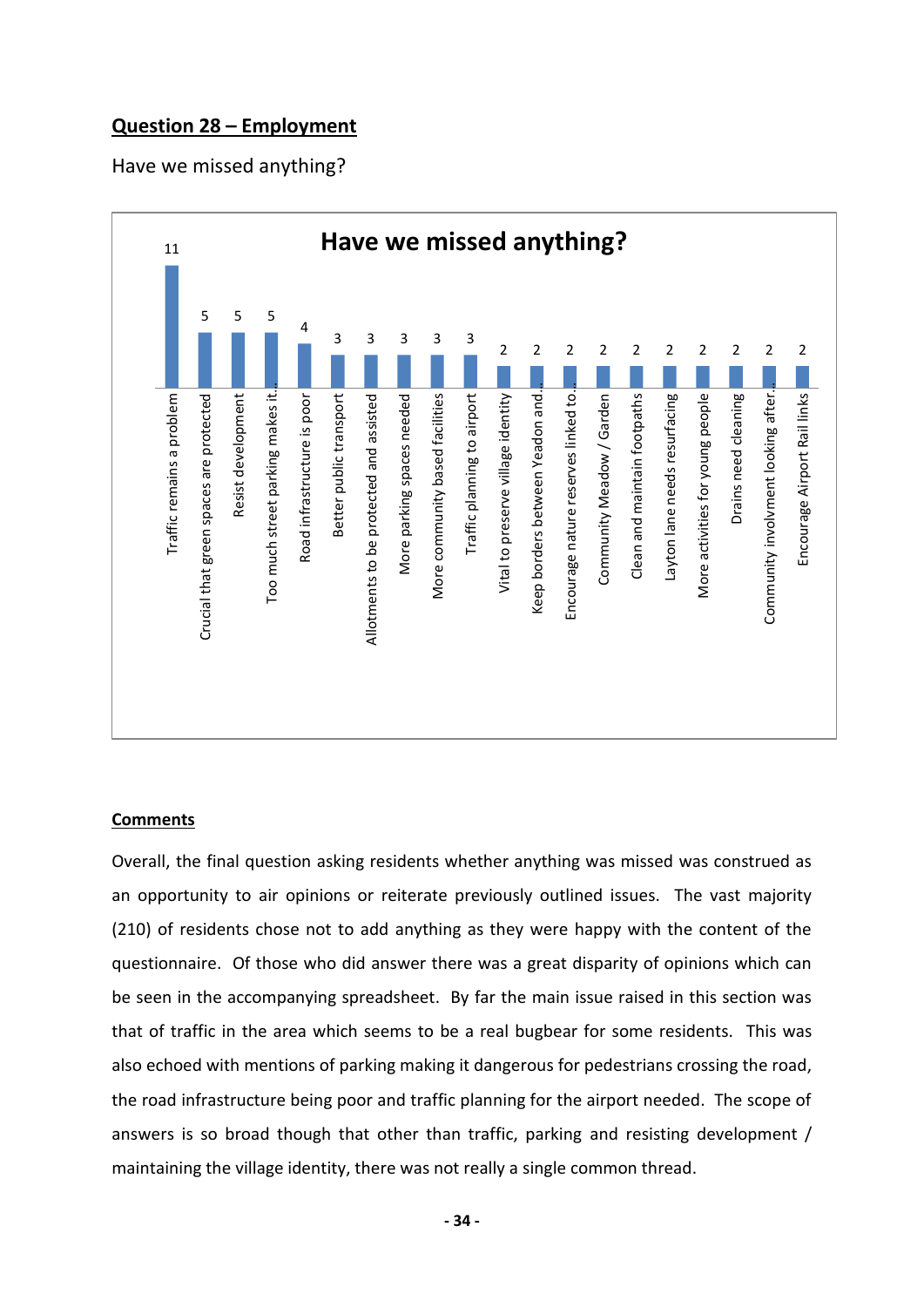**Question 28 – Employment**

Have we missed anything?

Have we missed anything?

11
5
5
5
4
3
3
3
3
3
2
2
2
2
2
2
2
2
2
2

Traffic remains a problem
Crucial that green spaces are protected
Resist development
Too much street parking makes it...
Road infrastructure is poor
Better public transport
Allotments to be protected and assisted
More parking spaces needed
More community based facilities
Traffic planning to airport
Vital to preserve village identity
Keep borders between Yeadon and...
Encourage nature reserves linked to...
Community Meadow / Garden
Clean and maintain footpaths
Layton lane needs resurfacing
More activities for young people
Drains need cleaning
Community involvment looking after...
Encourage Airport Rail links

**Comments**

Overall, the final question asking residents whether anything was missed was construed as an opportunity to air opinions or reiterate previously outlined issues. The vast majority (210) of residents chose not to add anything as they were happy with the content of the questionnaire. Of those who did answer there was a great disparity of opinions which can be seen in the accompanying spreadsheet. By far the main issue raised in this section was that of traffic in the area which seems to be a real bugbear for some residents. This was also echoed with mentions of parking making it dangerous for pedestrians crossing the road, the road infrastructure being poor and traffic planning for the airport needed. The scope of answers is so broad though that other than traffic, parking and resisting development / maintaining the village identity, there was not really a single common thread.